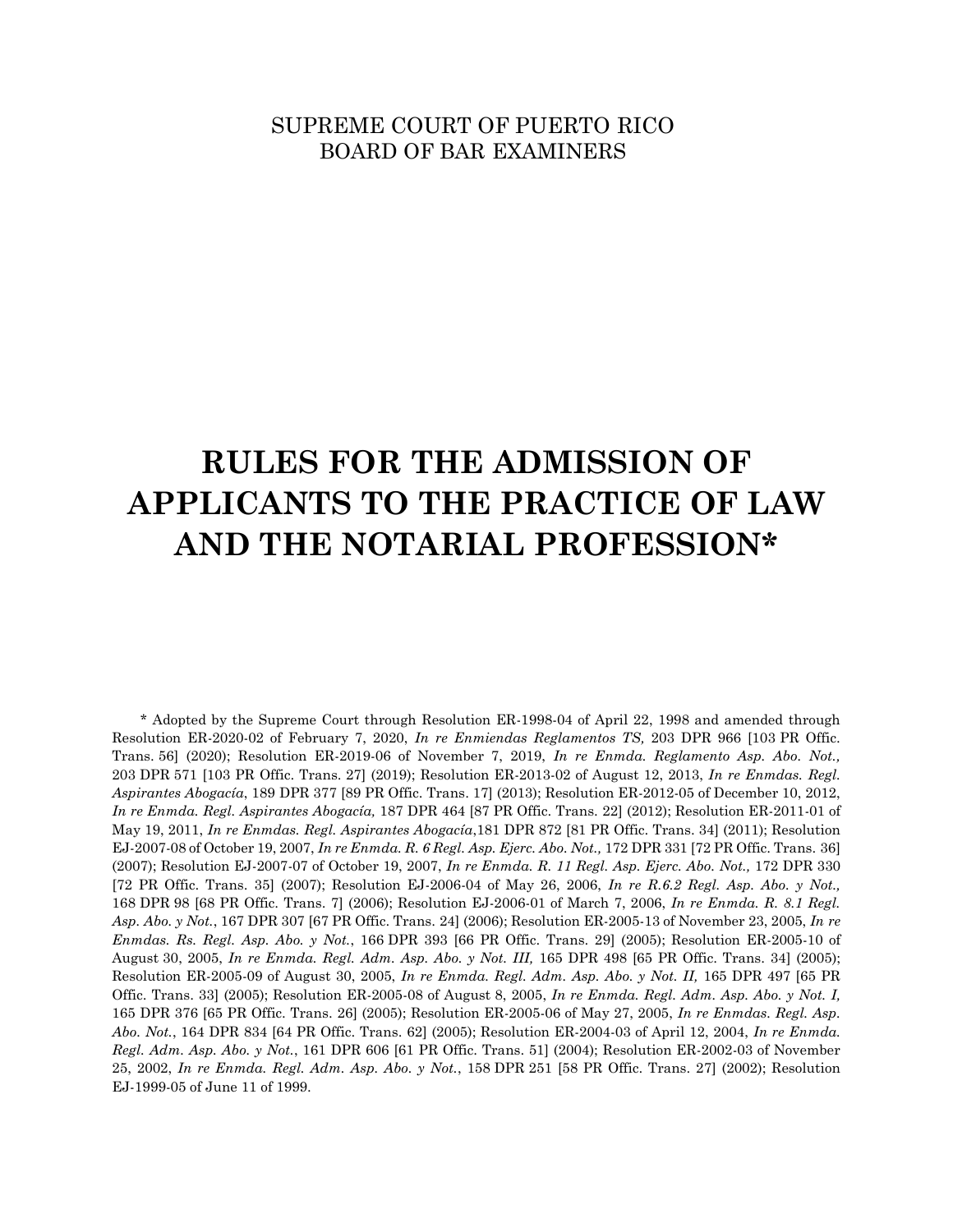SUPREME COURT OF PUERTO RICO
BOARD OF BAR EXAMINERS

# RULES FOR THE ADMISSION OF APPLICANTS TO THE PRACTICE OF LAW AND THE NOTARIAL PROFESSION*

\* Adopted by the Supreme Court through Resolution ER-1998-04 of April 22, 1998 and amended through Resolution ER-2020-02 of February 7, 2020, *In re Enmiendas Reglamentos TS,* 203 DPR 966 [103 PR Offic. Trans. 56] (2020); Resolution ER-2019-06 of November 7, 2019, *In re Enmda. Reglamento Asp. Abo. Not.,* 203 DPR 571 [103 PR Offic. Trans. 27] (2019); Resolution ER-2013-02 of August 12, 2013, *In re Enmdas. Regl. Aspirantes Abogacía*, 189 DPR 377 [89 PR Offic. Trans. 17] (2013); Resolution ER-2012-05 of December 10, 2012, *In re Enmda. Regl. Aspirantes Abogacía,* 187 DPR 464 [87 PR Offic. Trans. 22] (2012); Resolution ER-2011-01 of May 19, 2011, *In re Enmdas. Regl. Aspirantes Abogacía*,181 DPR 872 [81 PR Offic. Trans. 34] (2011); Resolution EJ-2007-08 of October 19, 2007, *In re Enmda. R. 6 Regl. Asp. Ejerc. Abo. Not.,* 172 DPR 331 [72 PR Offic. Trans. 36] (2007); Resolution EJ-2007-07 of October 19, 2007, *In re Enmda. R. 11 Regl. Asp. Ejerc. Abo. Not.,* 172 DPR 330 [72 PR Offic. Trans. 35] (2007); Resolution EJ-2006-04 of May 26, 2006, *In re R.6.2 Regl. Asp. Abo. y Not.,* 168 DPR 98 [68 PR Offic. Trans. 7] (2006); Resolution EJ-2006-01 of March 7, 2006, *In re Enmda. R. 8.1 Regl. Asp. Abo. y Not.*, 167 DPR 307 [67 PR Offic. Trans. 24] (2006); Resolution ER-2005-13 of November 23, 2005, *In re Enmdas. Rs. Regl. Asp. Abo. y Not.*, 166 DPR 393 [66 PR Offic. Trans. 29] (2005); Resolution ER-2005-10 of August 30, 2005, *In re Enmda. Regl. Adm. Asp. Abo. y Not. III,* 165 DPR 498 [65 PR Offic. Trans. 34] (2005); Resolution ER-2005-09 of August 30, 2005, *In re Enmda. Regl. Adm. Asp. Abo. y Not. II,* 165 DPR 497 [65 PR Offic. Trans. 33] (2005); Resolution ER-2005-08 of August 8, 2005, *In re Enmda. Regl. Adm. Asp. Abo. y Not. I,* 165 DPR 376 [65 PR Offic. Trans. 26] (2005); Resolution ER-2005-06 of May 27, 2005, *In re Enmdas. Regl. Asp. Abo. Not.*, 164 DPR 834 [64 PR Offic. Trans. 62] (2005); Resolution ER-2004-03 of April 12, 2004, *In re Enmda. Regl. Adm. Asp. Abo. y Not.*, 161 DPR 606 [61 PR Offic. Trans. 51] (2004); Resolution ER-2002-03 of November 25, 2002, *In re Enmda. Regl. Adm. Asp. Abo. y Not.*, 158 DPR 251 [58 PR Offic. Trans. 27] (2002); Resolution EJ-1999-05 of June 11 of 1999.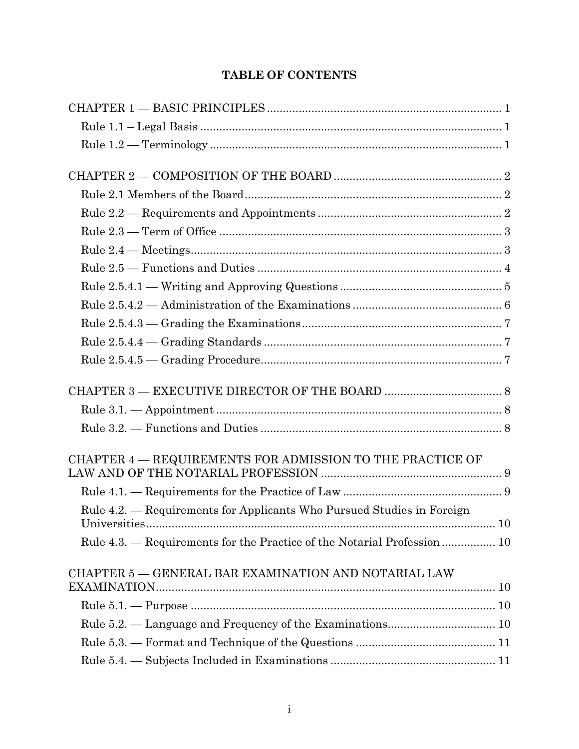# TABLE OF CONTENTS

CHAPTER 1 — BASIC PRINCIPLES ........................................................................ 1

- Rule 1.1 – Legal Basis ........................................................................................ 1
- Rule 1.2 — Terminology ..................................................................................... 1

CHAPTER 2 — COMPOSITION OF THE BOARD .................................................... 2

- Rule 2.1 Members of the Board .......................................................................... 2
- Rule 2.2 — Requirements and Appointments ....................................................... 2
- Rule 2.3 — Term of Office .................................................................................. 3
- Rule 2.4 — Meetings ........................................................................................... 3
- Rule 2.5 — Functions and Duties ........................................................................ 4
- Rule 2.5.4.1 — Writing and Approving Questions ............................................... 5
- Rule 2.5.4.2 — Administration of the Examinations ............................................ 6
- Rule 2.5.4.3 — Grading the Examinations ........................................................... 7
- Rule 2.5.4.4 — Grading Standards ...................................................................... 7
- Rule 2.5.4.5 — Grading Procedure ...................................................................... 7

CHAPTER 3 — EXECUTIVE DIRECTOR OF THE BOARD ..................................... 8

- Rule 3.1. — Appointment .................................................................................... 8
- Rule 3.2. — Functions and Duties ....................................................................... 8

CHAPTER 4 — REQUIREMENTS FOR ADMISSION TO THE PRACTICE OF LAW AND OF THE NOTARIAL PROFESSION ......................................................... 9

- Rule 4.1. — Requirements for the Practice of Law ............................................... 9
- Rule 4.2. — Requirements for Applicants Who Pursued Studies in Foreign Universities ......................................................................................................... 10
- Rule 4.3. — Requirements for the Practice of the Notarial Profession ................. 10

CHAPTER 5 — GENERAL BAR EXAMINATION AND NOTARIAL LAW EXAMINATION ........................................................................................................ 10

- Rule 5.1. — Purpose ........................................................................................... 10
- Rule 5.2. — Language and Frequency of the Examinations .................................. 10
- Rule 5.3. — Format and Technique of the Questions ........................................... 11
- Rule 5.4. — Subjects Included in Examinations .................................................. 11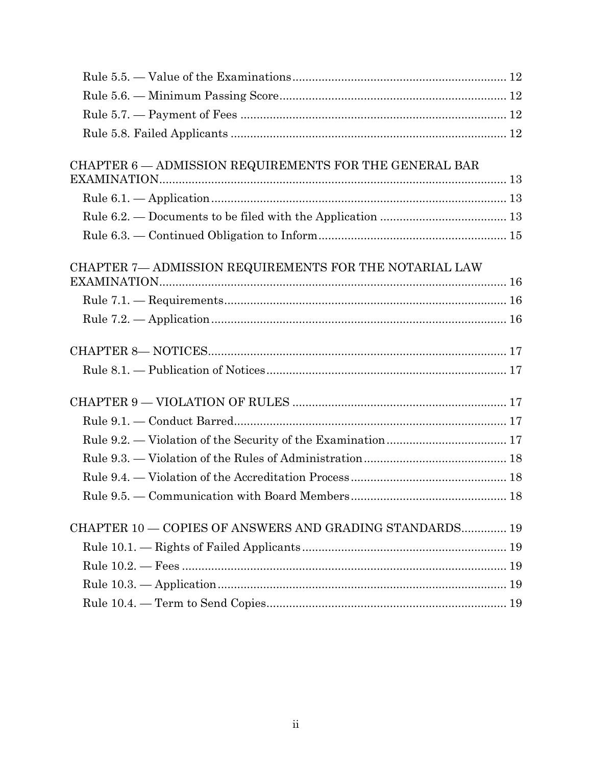Rule 5.5. — Value of the Examinations ........................................................ 12

Rule 5.6. — Minimum Passing Score ........................................................ 12

Rule 5.7. — Payment of Fees ........................................................ 12

Rule 5.8. Failed Applicants ........................................................ 12

CHAPTER 6 — ADMISSION REQUIREMENTS FOR THE GENERAL BAR EXAMINATION ........................................................ 13

Rule 6.1. — Application ........................................................ 13

Rule 6.2. — Documents to be filed with the Application ........................................................ 13

Rule 6.3. — Continued Obligation to Inform ........................................................ 15

CHAPTER 7— ADMISSION REQUIREMENTS FOR THE NOTARIAL LAW EXAMINATION ........................................................ 16

Rule 7.1. — Requirements ........................................................ 16

Rule 7.2. — Application ........................................................ 16

CHAPTER 8— NOTICES ........................................................ 17

Rule 8.1. — Publication of Notices ........................................................ 17

CHAPTER 9 — VIOLATION OF RULES ........................................................ 17

Rule 9.1. — Conduct Barred ........................................................ 17

Rule 9.2. — Violation of the Security of the Examination ........................................................ 17

Rule 9.3. — Violation of the Rules of Administration ........................................................ 18

Rule 9.4. — Violation of the Accreditation Process ........................................................ 18

Rule 9.5. — Communication with Board Members ........................................................ 18

CHAPTER 10 — COPIES OF ANSWERS AND GRADING STANDARDS ........................................................ 19

Rule 10.1. — Rights of Failed Applicants ........................................................ 19

Rule 10.2. — Fees ........................................................ 19

Rule 10.3. — Application ........................................................ 19

Rule 10.4. — Term to Send Copies ........................................................ 19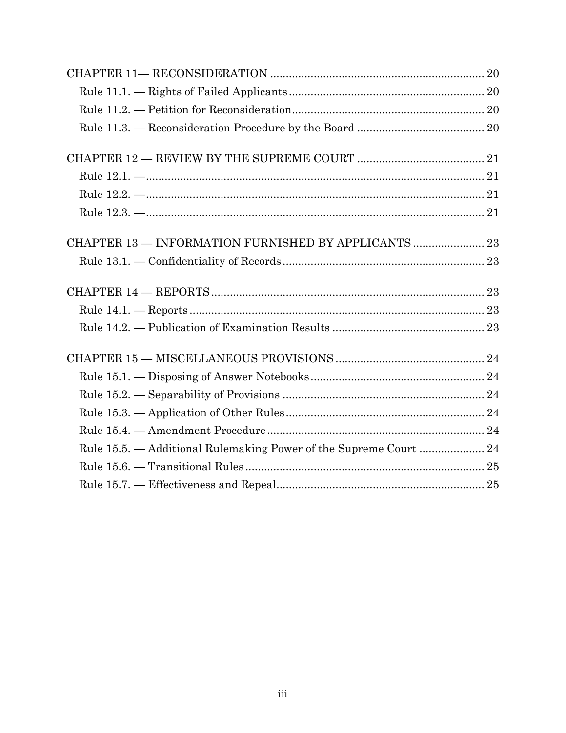CHAPTER 11— RECONSIDERATION ..... 20

Rule 11.1. — Rights of Failed Applicants ..... 20

Rule 11.2. — Petition for Reconsideration ..... 20

Rule 11.3. — Reconsideration Procedure by the Board ..... 20

CHAPTER 12 — REVIEW BY THE SUPREME COURT ..... 21

Rule 12.1. — ..... 21

Rule 12.2. — ..... 21

Rule 12.3. — ..... 21

CHAPTER 13 — INFORMATION FURNISHED BY APPLICANTS ..... 23

Rule 13.1. — Confidentiality of Records ..... 23

CHAPTER 14 — REPORTS ..... 23

Rule 14.1. — Reports ..... 23

Rule 14.2. — Publication of Examination Results ..... 23

CHAPTER 15 — MISCELLANEOUS PROVISIONS ..... 24

Rule 15.1. — Disposing of Answer Notebooks ..... 24

Rule 15.2. — Separability of Provisions ..... 24

Rule 15.3. — Application of Other Rules ..... 24

Rule 15.4. — Amendment Procedure ..... 24

Rule 15.5. — Additional Rulemaking Power of the Supreme Court ..... 24

Rule 15.6. — Transitional Rules ..... 25

Rule 15.7. — Effectiveness and Repeal ..... 25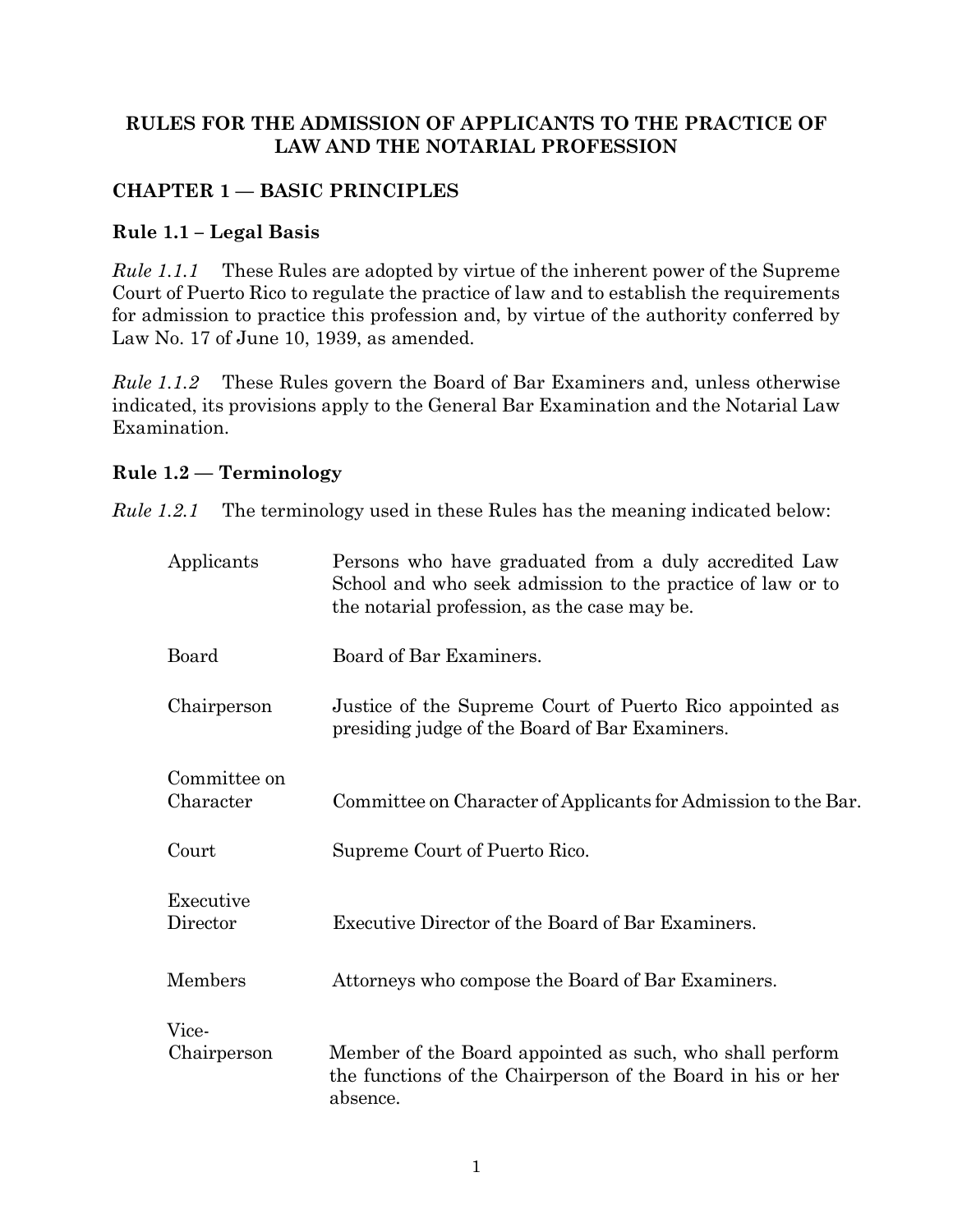# RULES FOR THE ADMISSION OF APPLICANTS TO THE PRACTICE OF LAW AND THE NOTARIAL PROFESSION

## CHAPTER 1 — BASIC PRINCIPLES

### Rule 1.1 – Legal Basis

*Rule 1.1.1* These Rules are adopted by virtue of the inherent power of the Supreme Court of Puerto Rico to regulate the practice of law and to establish the requirements for admission to practice this profession and, by virtue of the authority conferred by Law No. 17 of June 10, 1939, as amended.

*Rule 1.1.2* These Rules govern the Board of Bar Examiners and, unless otherwise indicated, its provisions apply to the General Bar Examination and the Notarial Law Examination.

### Rule 1.2 — Terminology

*Rule 1.2.1* The terminology used in these Rules has the meaning indicated below:

| Term | Meaning |
|---|---|
| Applicants | Persons who have graduated from a duly accredited Law School and who seek admission to the practice of law or to the notarial profession, as the case may be. |
| Board | Board of Bar Examiners. |
| Chairperson | Justice of the Supreme Court of Puerto Rico appointed as presiding judge of the Board of Bar Examiners. |
| Committee on Character | Committee on Character of Applicants for Admission to the Bar. |
| Court | Supreme Court of Puerto Rico. |
| Executive Director | Executive Director of the Board of Bar Examiners. |
| Members | Attorneys who compose the Board of Bar Examiners. |
| Vice-Chairperson | Member of the Board appointed as such, who shall perform the functions of the Chairperson of the Board in his or her absence. |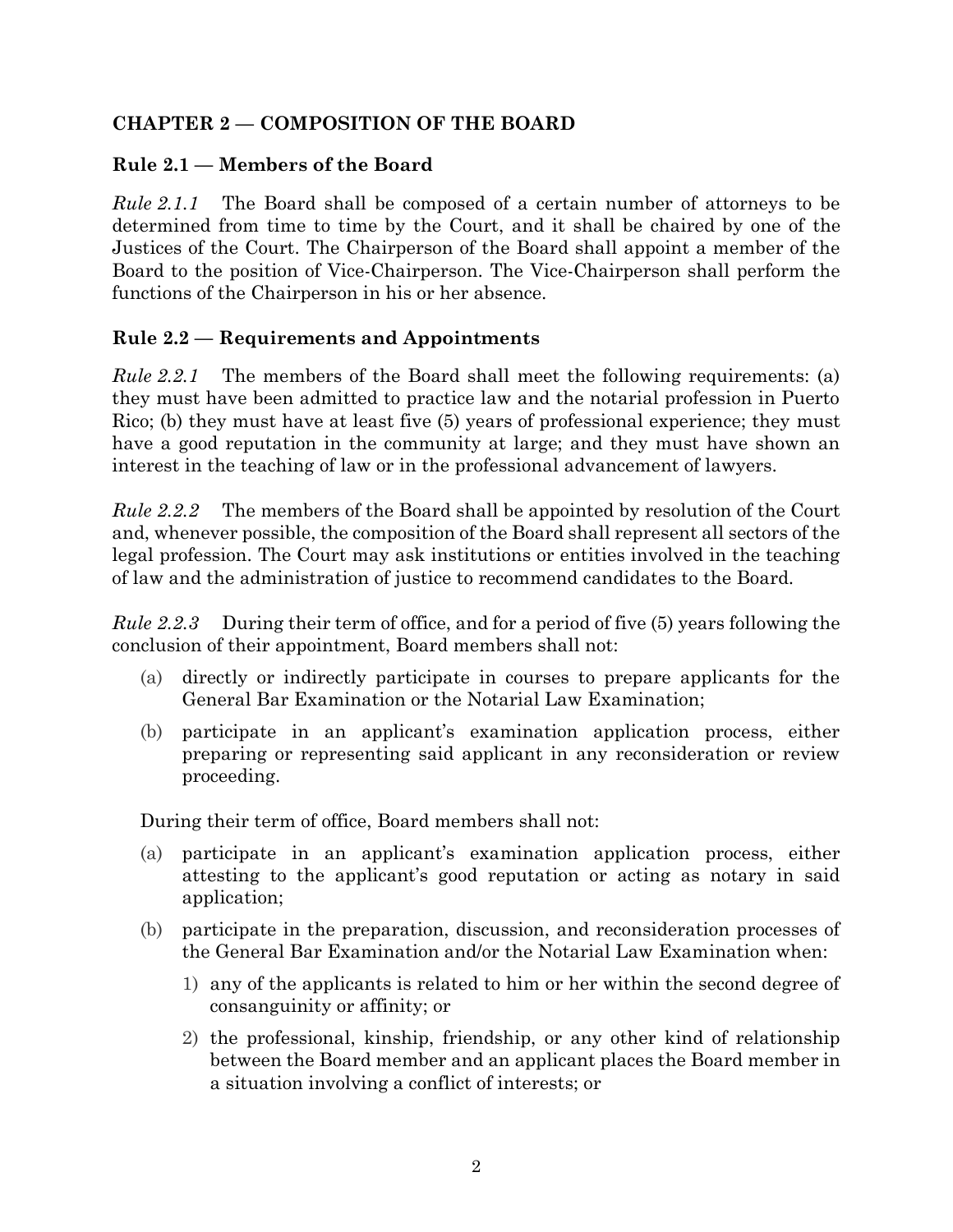## CHAPTER 2 — COMPOSITION OF THE BOARD

### Rule 2.1 — Members of the Board

*Rule 2.1.1* The Board shall be composed of a certain number of attorneys to be determined from time to time by the Court, and it shall be chaired by one of the Justices of the Court. The Chairperson of the Board shall appoint a member of the Board to the position of Vice-Chairperson. The Vice-Chairperson shall perform the functions of the Chairperson in his or her absence.

### Rule 2.2 — Requirements and Appointments

*Rule 2.2.1* The members of the Board shall meet the following requirements: (a) they must have been admitted to practice law and the notarial profession in Puerto Rico; (b) they must have at least five (5) years of professional experience; they must have a good reputation in the community at large; and they must have shown an interest in the teaching of law or in the professional advancement of lawyers.

*Rule 2.2.2* The members of the Board shall be appointed by resolution of the Court and, whenever possible, the composition of the Board shall represent all sectors of the legal profession. The Court may ask institutions or entities involved in the teaching of law and the administration of justice to recommend candidates to the Board.

*Rule 2.2.3* During their term of office, and for a period of five (5) years following the conclusion of their appointment, Board members shall not:

(a) directly or indirectly participate in courses to prepare applicants for the General Bar Examination or the Notarial Law Examination;

(b) participate in an applicant's examination application process, either preparing or representing said applicant in any reconsideration or review proceeding.

During their term of office, Board members shall not:

(a) participate in an applicant's examination application process, either attesting to the applicant's good reputation or acting as notary in said application;

(b) participate in the preparation, discussion, and reconsideration processes of the General Bar Examination and/or the Notarial Law Examination when:

   1) any of the applicants is related to him or her within the second degree of consanguinity or affinity; or

   2) the professional, kinship, friendship, or any other kind of relationship between the Board member and an applicant places the Board member in a situation involving a conflict of interests; or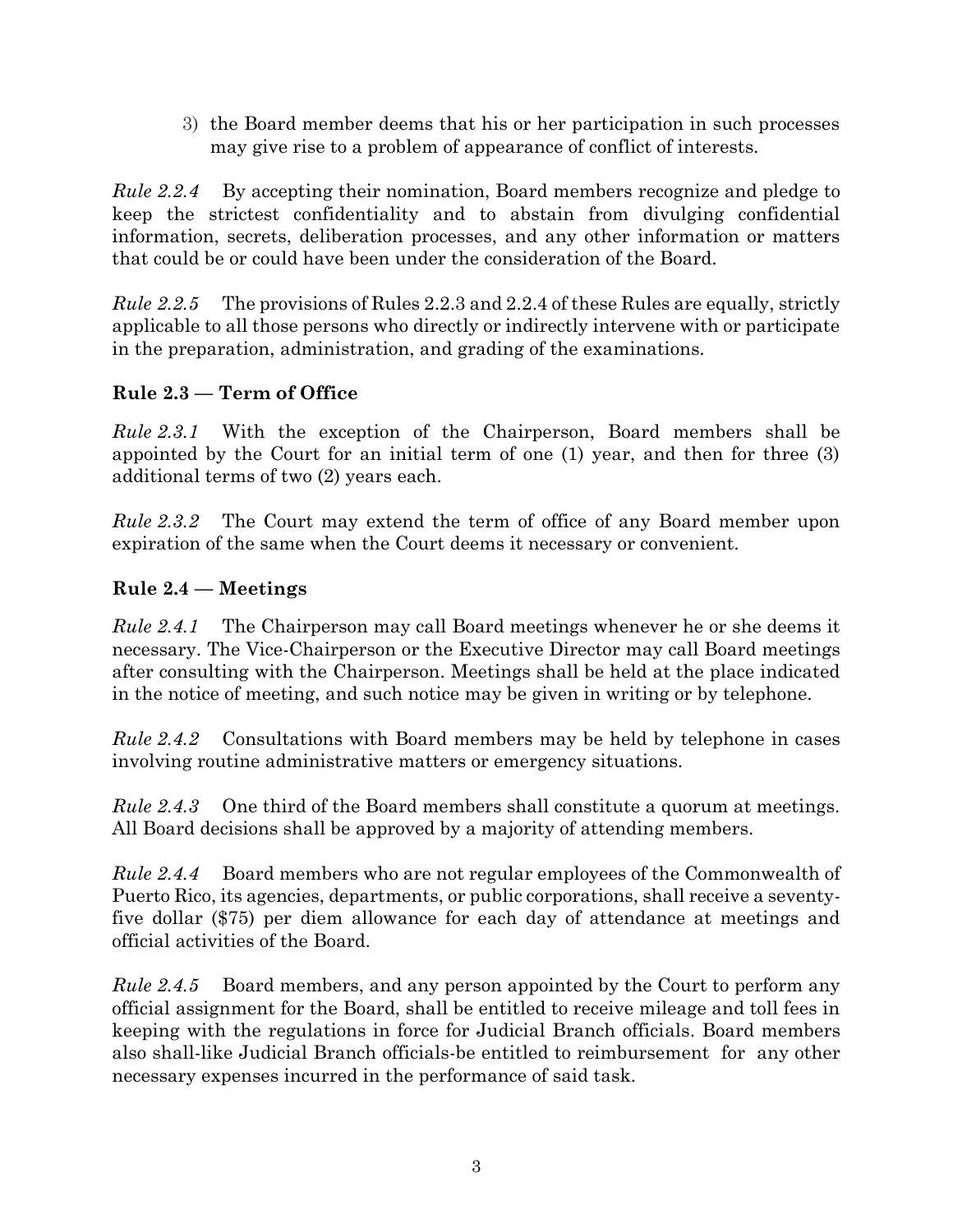3) the Board member deems that his or her participation in such processes may give rise to a problem of appearance of conflict of interests.

*Rule 2.2.4* By accepting their nomination, Board members recognize and pledge to keep the strictest confidentiality and to abstain from divulging confidential information, secrets, deliberation processes, and any other information or matters that could be or could have been under the consideration of the Board.

*Rule 2.2.5* The provisions of Rules 2.2.3 and 2.2.4 of these Rules are equally, strictly applicable to all those persons who directly or indirectly intervene with or participate in the preparation, administration, and grading of the examinations.

### Rule 2.3 — Term of Office

*Rule 2.3.1* With the exception of the Chairperson, Board members shall be appointed by the Court for an initial term of one (1) year, and then for three (3) additional terms of two (2) years each.

*Rule 2.3.2* The Court may extend the term of office of any Board member upon expiration of the same when the Court deems it necessary or convenient.

### Rule 2.4 — Meetings

*Rule 2.4.1* The Chairperson may call Board meetings whenever he or she deems it necessary. The Vice-Chairperson or the Executive Director may call Board meetings after consulting with the Chairperson. Meetings shall be held at the place indicated in the notice of meeting, and such notice may be given in writing or by telephone.

*Rule 2.4.2* Consultations with Board members may be held by telephone in cases involving routine administrative matters or emergency situations.

*Rule 2.4.3* One third of the Board members shall constitute a quorum at meetings. All Board decisions shall be approved by a majority of attending members.

*Rule 2.4.4* Board members who are not regular employees of the Commonwealth of Puerto Rico, its agencies, departments, or public corporations, shall receive a seventy-five dollar ($75) per diem allowance for each day of attendance at meetings and official activities of the Board.

*Rule 2.4.5* Board members, and any person appointed by the Court to perform any official assignment for the Board, shall be entitled to receive mileage and toll fees in keeping with the regulations in force for Judicial Branch officials. Board members also shall-like Judicial Branch officials-be entitled to reimbursement for any other necessary expenses incurred in the performance of said task.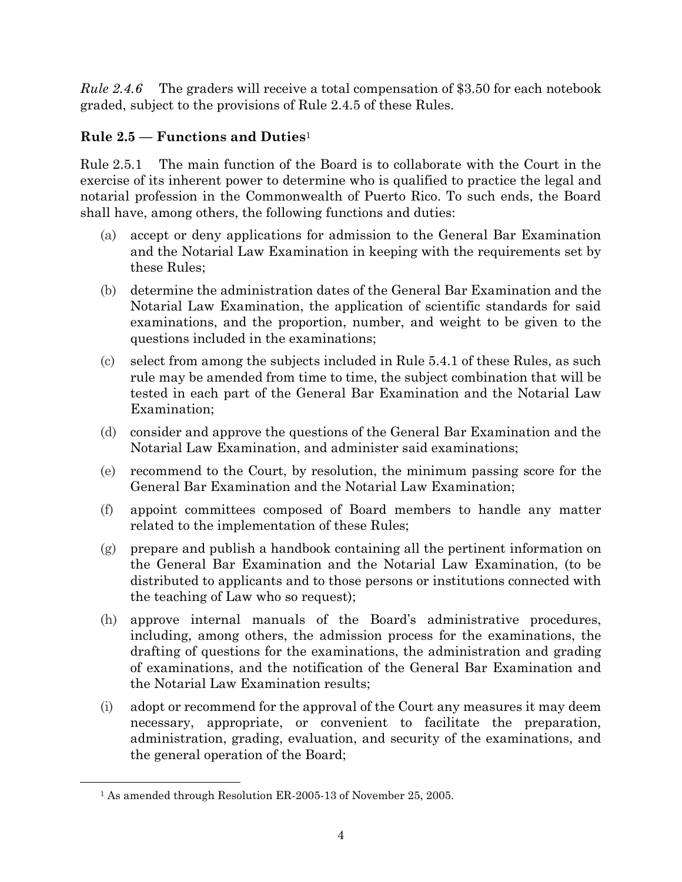*Rule 2.4.6* The graders will receive a total compensation of $3.50 for each notebook graded, subject to the provisions of Rule 2.4.5 of these Rules.

**Rule 2.5 — Functions and Duties**[1]

Rule 2.5.1 The main function of the Board is to collaborate with the Court in the exercise of its inherent power to determine who is qualified to practice the legal and notarial profession in the Commonwealth of Puerto Rico. To such ends, the Board shall have, among others, the following functions and duties:

(a) accept or deny applications for admission to the General Bar Examination and the Notarial Law Examination in keeping with the requirements set by these Rules;

(b) determine the administration dates of the General Bar Examination and the Notarial Law Examination, the application of scientific standards for said examinations, and the proportion, number, and weight to be given to the questions included in the examinations;

(c) select from among the subjects included in Rule 5.4.1 of these Rules, as such rule may be amended from time to time, the subject combination that will be tested in each part of the General Bar Examination and the Notarial Law Examination;

(d) consider and approve the questions of the General Bar Examination and the Notarial Law Examination, and administer said examinations;

(e) recommend to the Court, by resolution, the minimum passing score for the General Bar Examination and the Notarial Law Examination;

(f) appoint committees composed of Board members to handle any matter related to the implementation of these Rules;

(g) prepare and publish a handbook containing all the pertinent information on the General Bar Examination and the Notarial Law Examination, (to be distributed to applicants and to those persons or institutions connected with the teaching of Law who so request);

(h) approve internal manuals of the Board's administrative procedures, including, among others, the admission process for the examinations, the drafting of questions for the examinations, the administration and grading of examinations, and the notification of the General Bar Examination and the Notarial Law Examination results;

(i) adopt or recommend for the approval of the Court any measures it may deem necessary, appropriate, or convenient to facilitate the preparation, administration, grading, evaluation, and security of the examinations, and the general operation of the Board;

[1] As amended through Resolution ER-2005-13 of November 25, 2005.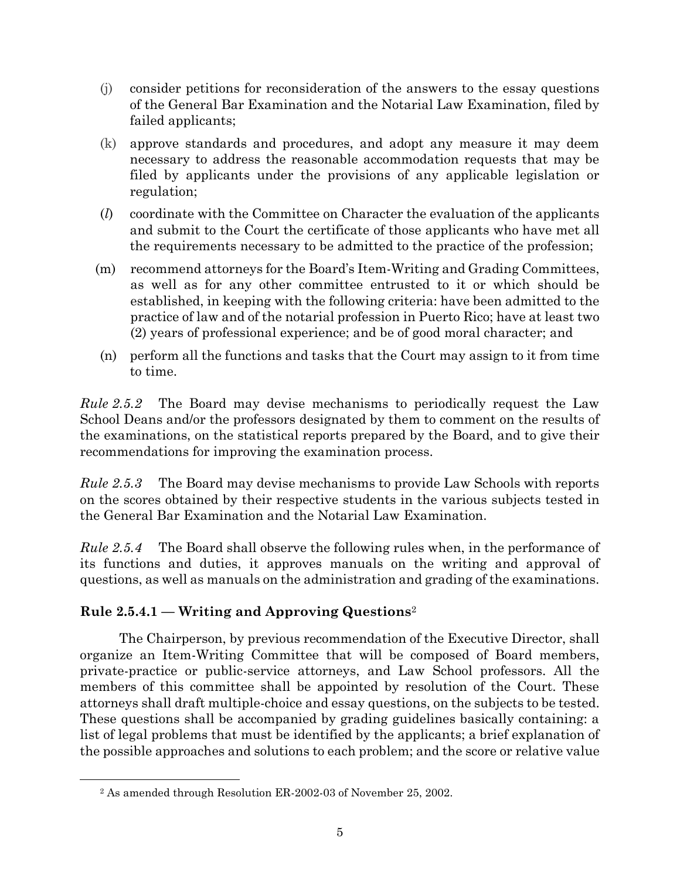(j) consider petitions for reconsideration of the answers to the essay questions of the General Bar Examination and the Notarial Law Examination, filed by failed applicants;

(k) approve standards and procedures, and adopt any measure it may deem necessary to address the reasonable accommodation requests that may be filed by applicants under the provisions of any applicable legislation or regulation;

(*l*) coordinate with the Committee on Character the evaluation of the applicants and submit to the Court the certificate of those applicants who have met all the requirements necessary to be admitted to the practice of the profession;

(m) recommend attorneys for the Board's Item-Writing and Grading Committees, as well as for any other committee entrusted to it or which should be established, in keeping with the following criteria: have been admitted to the practice of law and of the notarial profession in Puerto Rico; have at least two (2) years of professional experience; and be of good moral character; and

(n) perform all the functions and tasks that the Court may assign to it from time to time.

*Rule 2.5.2* The Board may devise mechanisms to periodically request the Law School Deans and/or the professors designated by them to comment on the results of the examinations, on the statistical reports prepared by the Board, and to give their recommendations for improving the examination process.

*Rule 2.5.3* The Board may devise mechanisms to provide Law Schools with reports on the scores obtained by their respective students in the various subjects tested in the General Bar Examination and the Notarial Law Examination.

*Rule 2.5.4* The Board shall observe the following rules when, in the performance of its functions and duties, it approves manuals on the writing and approval of questions, as well as manuals on the administration and grading of the examinations.

### Rule 2.5.4.1 — Writing and Approving Questions[2]

The Chairperson, by previous recommendation of the Executive Director, shall organize an Item-Writing Committee that will be composed of Board members, private-practice or public-service attorneys, and Law School professors. All the members of this committee shall be appointed by resolution of the Court. These attorneys shall draft multiple-choice and essay questions, on the subjects to be tested. These questions shall be accompanied by grading guidelines basically containing: a list of legal problems that must be identified by the applicants; a brief explanation of the possible approaches and solutions to each problem; and the score or relative value

[2] As amended through Resolution ER-2002-03 of November 25, 2002.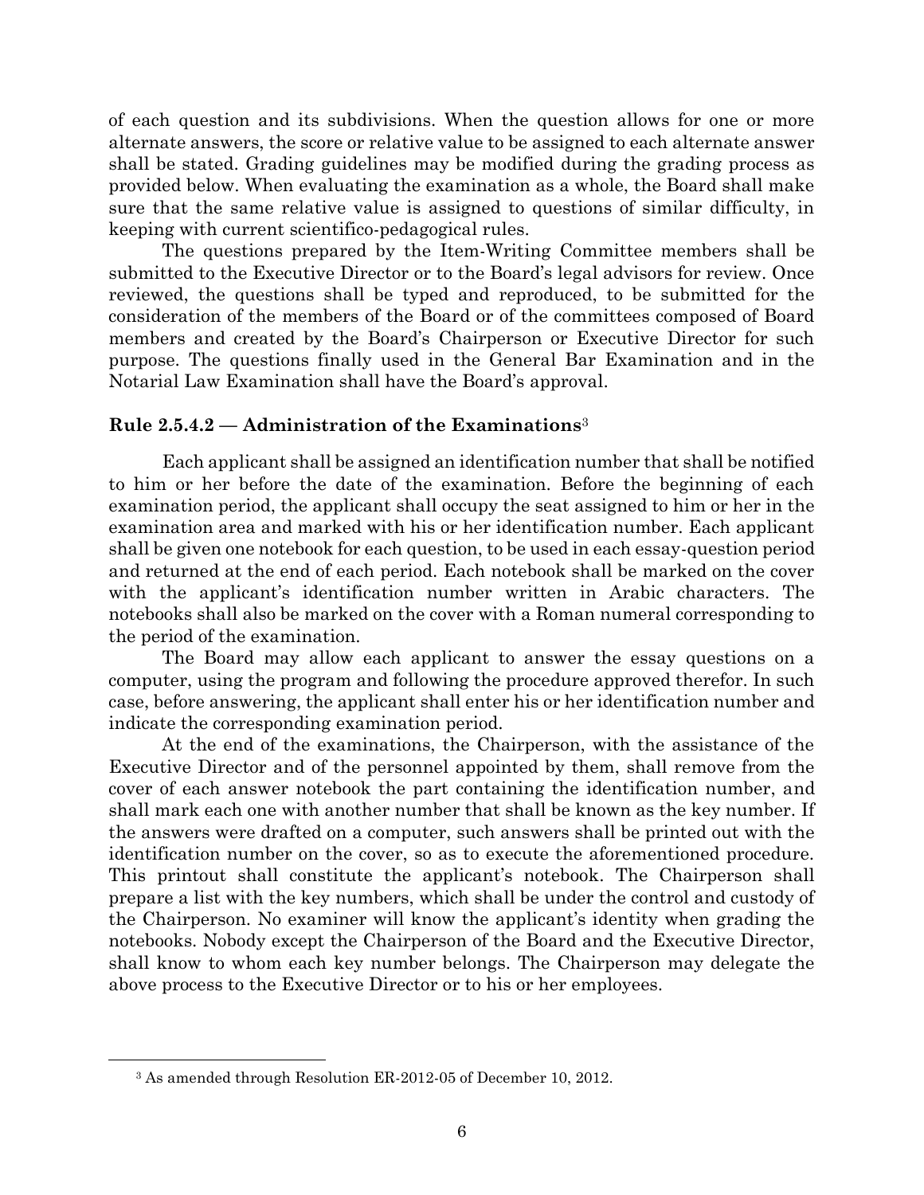of each question and its subdivisions. When the question allows for one or more alternate answers, the score or relative value to be assigned to each alternate answer shall be stated. Grading guidelines may be modified during the grading process as provided below. When evaluating the examination as a whole, the Board shall make sure that the same relative value is assigned to questions of similar difficulty, in keeping with current scientifico-pedagogical rules.

The questions prepared by the Item-Writing Committee members shall be submitted to the Executive Director or to the Board's legal advisors for review. Once reviewed, the questions shall be typed and reproduced, to be submitted for the consideration of the members of the Board or of the committees composed of Board members and created by the Board's Chairperson or Executive Director for such purpose. The questions finally used in the General Bar Examination and in the Notarial Law Examination shall have the Board's approval.

### Rule 2.5.4.2 — Administration of the Examinations[3]

Each applicant shall be assigned an identification number that shall be notified to him or her before the date of the examination. Before the beginning of each examination period, the applicant shall occupy the seat assigned to him or her in the examination area and marked with his or her identification number. Each applicant shall be given one notebook for each question, to be used in each essay-question period and returned at the end of each period. Each notebook shall be marked on the cover with the applicant's identification number written in Arabic characters. The notebooks shall also be marked on the cover with a Roman numeral corresponding to the period of the examination.

The Board may allow each applicant to answer the essay questions on a computer, using the program and following the procedure approved therefor. In such case, before answering, the applicant shall enter his or her identification number and indicate the corresponding examination period.

At the end of the examinations, the Chairperson, with the assistance of the Executive Director and of the personnel appointed by them, shall remove from the cover of each answer notebook the part containing the identification number, and shall mark each one with another number that shall be known as the key number. If the answers were drafted on a computer, such answers shall be printed out with the identification number on the cover, so as to execute the aforementioned procedure. This printout shall constitute the applicant's notebook. The Chairperson shall prepare a list with the key numbers, which shall be under the control and custody of the Chairperson. No examiner will know the applicant's identity when grading the notebooks. Nobody except the Chairperson of the Board and the Executive Director, shall know to whom each key number belongs. The Chairperson may delegate the above process to the Executive Director or to his or her employees.

[3] As amended through Resolution ER-2012-05 of December 10, 2012.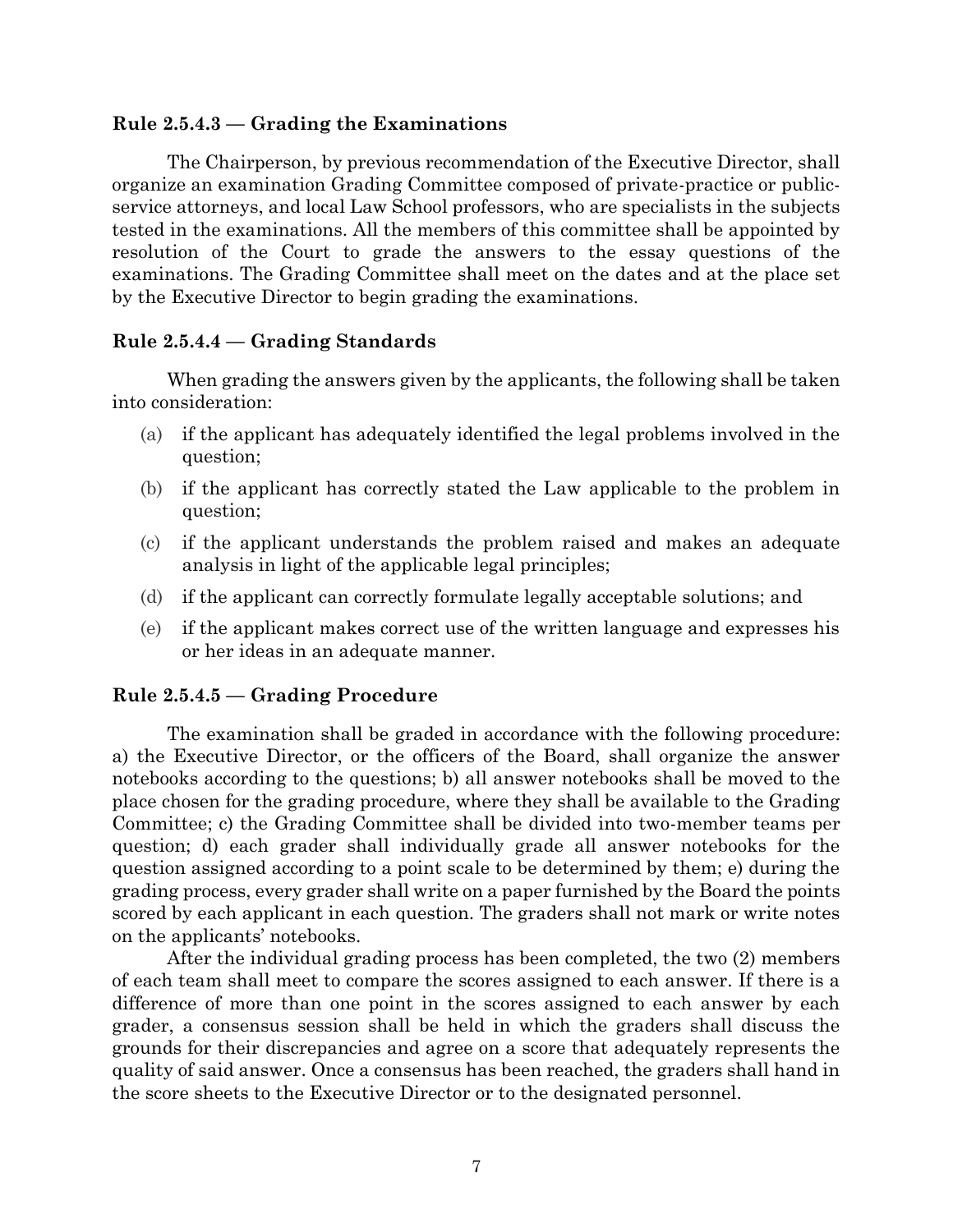### Rule 2.5.4.3 — Grading the Examinations

The Chairperson, by previous recommendation of the Executive Director, shall organize an examination Grading Committee composed of private-practice or public-service attorneys, and local Law School professors, who are specialists in the subjects tested in the examinations. All the members of this committee shall be appointed by resolution of the Court to grade the answers to the essay questions of the examinations. The Grading Committee shall meet on the dates and at the place set by the Executive Director to begin grading the examinations.

### Rule 2.5.4.4 — Grading Standards

When grading the answers given by the applicants, the following shall be taken into consideration:

(a) if the applicant has adequately identified the legal problems involved in the question;

(b) if the applicant has correctly stated the Law applicable to the problem in question;

(c) if the applicant understands the problem raised and makes an adequate analysis in light of the applicable legal principles;

(d) if the applicant can correctly formulate legally acceptable solutions; and

(e) if the applicant makes correct use of the written language and expresses his or her ideas in an adequate manner.

### Rule 2.5.4.5 — Grading Procedure

The examination shall be graded in accordance with the following procedure: a) the Executive Director, or the officers of the Board, shall organize the answer notebooks according to the questions; b) all answer notebooks shall be moved to the place chosen for the grading procedure, where they shall be available to the Grading Committee; c) the Grading Committee shall be divided into two-member teams per question; d) each grader shall individually grade all answer notebooks for the question assigned according to a point scale to be determined by them; e) during the grading process, every grader shall write on a paper furnished by the Board the points scored by each applicant in each question. The graders shall not mark or write notes on the applicants' notebooks.

After the individual grading process has been completed, the two (2) members of each team shall meet to compare the scores assigned to each answer. If there is a difference of more than one point in the scores assigned to each answer by each grader, a consensus session shall be held in which the graders shall discuss the grounds for their discrepancies and agree on a score that adequately represents the quality of said answer. Once a consensus has been reached, the graders shall hand in the score sheets to the Executive Director or to the designated personnel.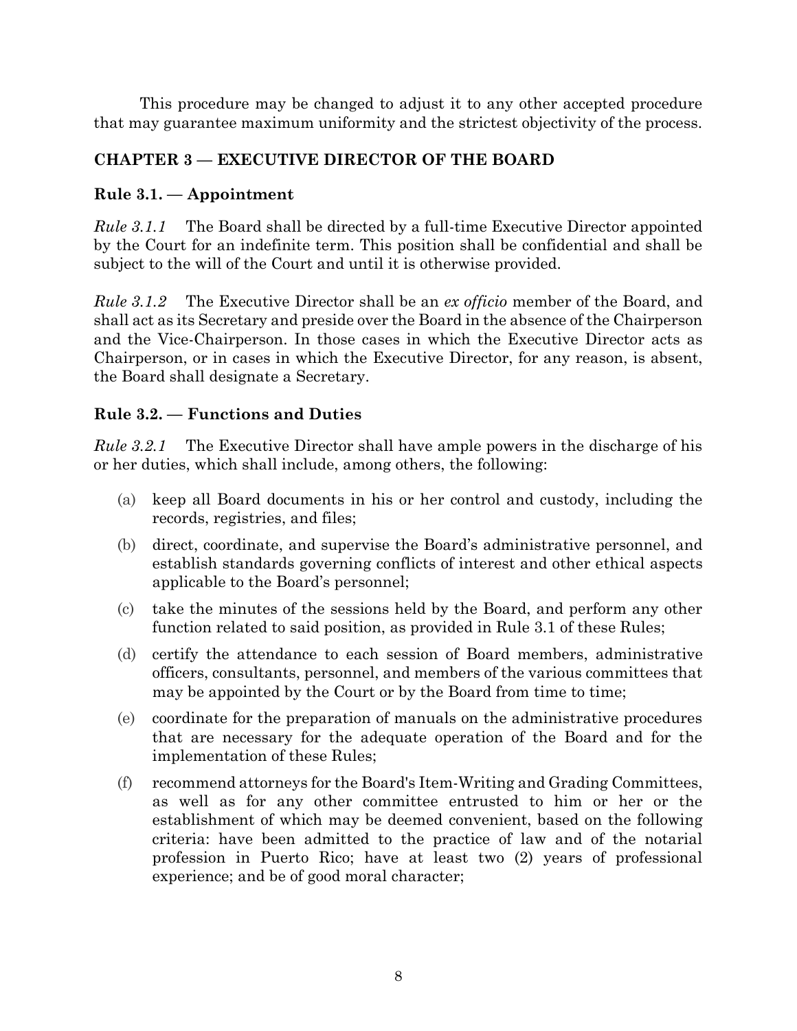This procedure may be changed to adjust it to any other accepted procedure that may guarantee maximum uniformity and the strictest objectivity of the process.

## CHAPTER 3 — EXECUTIVE DIRECTOR OF THE BOARD

### Rule 3.1. — Appointment

*Rule 3.1.1* The Board shall be directed by a full-time Executive Director appointed by the Court for an indefinite term. This position shall be confidential and shall be subject to the will of the Court and until it is otherwise provided.

*Rule 3.1.2* The Executive Director shall be an *ex officio* member of the Board, and shall act as its Secretary and preside over the Board in the absence of the Chairperson and the Vice-Chairperson. In those cases in which the Executive Director acts as Chairperson, or in cases in which the Executive Director, for any reason, is absent, the Board shall designate a Secretary.

### Rule 3.2. — Functions and Duties

*Rule 3.2.1* The Executive Director shall have ample powers in the discharge of his or her duties, which shall include, among others, the following:

(a) keep all Board documents in his or her control and custody, including the records, registries, and files;

(b) direct, coordinate, and supervise the Board's administrative personnel, and establish standards governing conflicts of interest and other ethical aspects applicable to the Board's personnel;

(c) take the minutes of the sessions held by the Board, and perform any other function related to said position, as provided in Rule 3.1 of these Rules;

(d) certify the attendance to each session of Board members, administrative officers, consultants, personnel, and members of the various committees that may be appointed by the Court or by the Board from time to time;

(e) coordinate for the preparation of manuals on the administrative procedures that are necessary for the adequate operation of the Board and for the implementation of these Rules;

(f) recommend attorneys for the Board's Item-Writing and Grading Committees, as well as for any other committee entrusted to him or her or the establishment of which may be deemed convenient, based on the following criteria: have been admitted to the practice of law and of the notarial profession in Puerto Rico; have at least two (2) years of professional experience; and be of good moral character;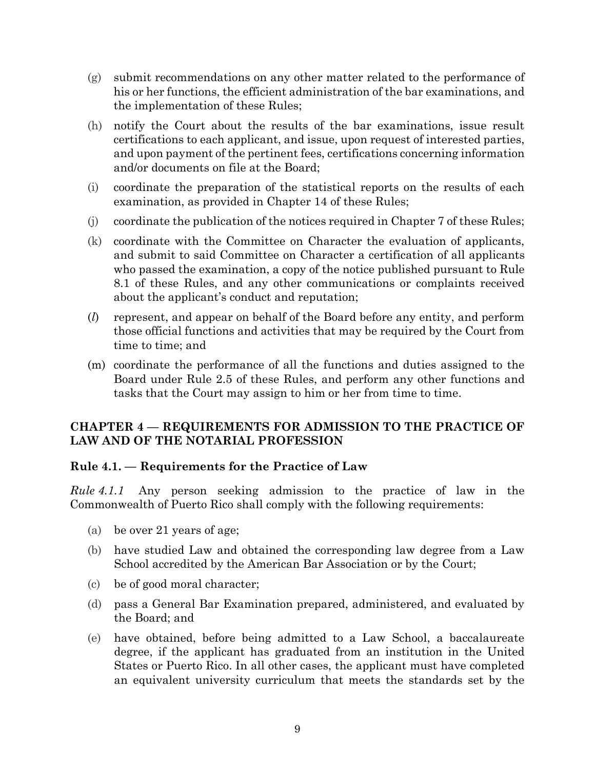(g) submit recommendations on any other matter related to the performance of his or her functions, the efficient administration of the bar examinations, and the implementation of these Rules;

(h) notify the Court about the results of the bar examinations, issue result certifications to each applicant, and issue, upon request of interested parties, and upon payment of the pertinent fees, certifications concerning information and/or documents on file at the Board;

(i) coordinate the preparation of the statistical reports on the results of each examination, as provided in Chapter 14 of these Rules;

(j) coordinate the publication of the notices required in Chapter 7 of these Rules;

(k) coordinate with the Committee on Character the evaluation of applicants, and submit to said Committee on Character a certification of all applicants who passed the examination, a copy of the notice published pursuant to Rule 8.1 of these Rules, and any other communications or complaints received about the applicant's conduct and reputation;

(*l*) represent, and appear on behalf of the Board before any entity, and perform those official functions and activities that may be required by the Court from time to time; and

(m) coordinate the performance of all the functions and duties assigned to the Board under Rule 2.5 of these Rules, and perform any other functions and tasks that the Court may assign to him or her from time to time.

## CHAPTER 4 — REQUIREMENTS FOR ADMISSION TO THE PRACTICE OF LAW AND OF THE NOTARIAL PROFESSION

### Rule 4.1. — Requirements for the Practice of Law

*Rule 4.1.1* Any person seeking admission to the practice of law in the Commonwealth of Puerto Rico shall comply with the following requirements:

(a) be over 21 years of age;

(b) have studied Law and obtained the corresponding law degree from a Law School accredited by the American Bar Association or by the Court;

(c) be of good moral character;

(d) pass a General Bar Examination prepared, administered, and evaluated by the Board; and

(e) have obtained, before being admitted to a Law School, a baccalaureate degree, if the applicant has graduated from an institution in the United States or Puerto Rico. In all other cases, the applicant must have completed an equivalent university curriculum that meets the standards set by the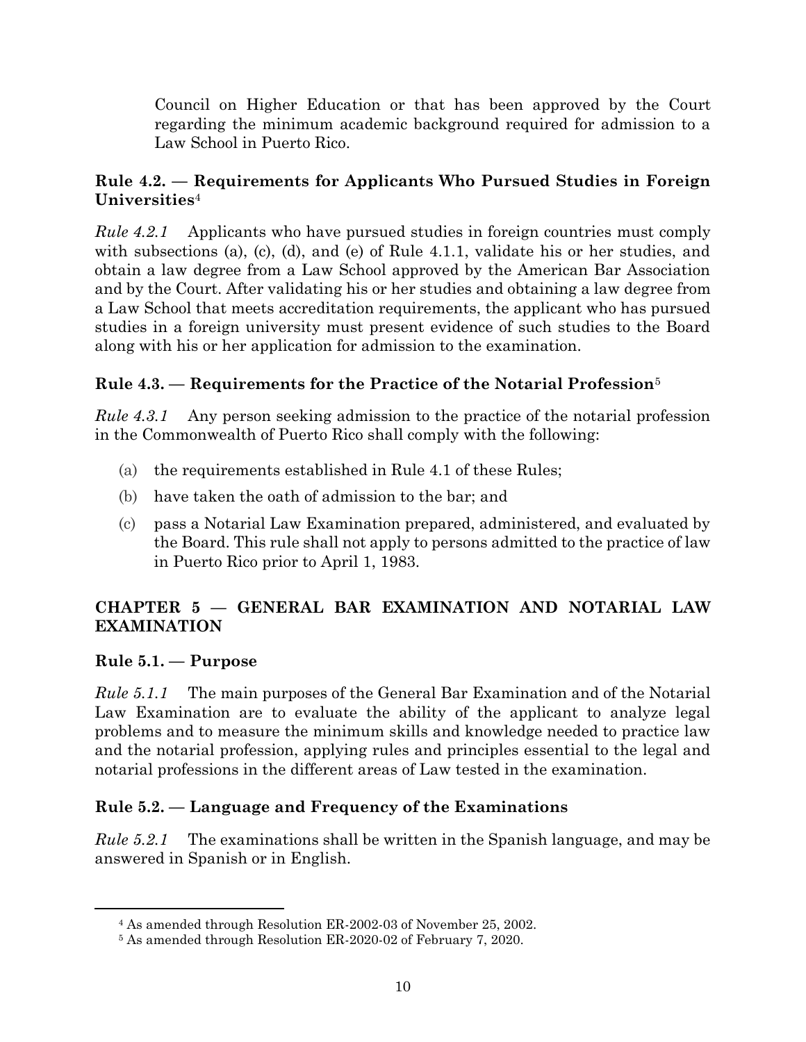Council on Higher Education or that has been approved by the Court regarding the minimum academic background required for admission to a Law School in Puerto Rico.

### Rule 4.2. — Requirements for Applicants Who Pursued Studies in Foreign Universities[4]

*Rule 4.2.1* Applicants who have pursued studies in foreign countries must comply with subsections (a), (c), (d), and (e) of Rule 4.1.1, validate his or her studies, and obtain a law degree from a Law School approved by the American Bar Association and by the Court. After validating his or her studies and obtaining a law degree from a Law School that meets accreditation requirements, the applicant who has pursued studies in a foreign university must present evidence of such studies to the Board along with his or her application for admission to the examination.

### Rule 4.3. — Requirements for the Practice of the Notarial Profession[5]

*Rule 4.3.1* Any person seeking admission to the practice of the notarial profession in the Commonwealth of Puerto Rico shall comply with the following:

(a) the requirements established in Rule 4.1 of these Rules;

(b) have taken the oath of admission to the bar; and

(c) pass a Notarial Law Examination prepared, administered, and evaluated by the Board. This rule shall not apply to persons admitted to the practice of law in Puerto Rico prior to April 1, 1983.

## CHAPTER 5 — GENERAL BAR EXAMINATION AND NOTARIAL LAW EXAMINATION

### Rule 5.1. — Purpose

*Rule 5.1.1* The main purposes of the General Bar Examination and of the Notarial Law Examination are to evaluate the ability of the applicant to analyze legal problems and to measure the minimum skills and knowledge needed to practice law and the notarial profession, applying rules and principles essential to the legal and notarial professions in the different areas of Law tested in the examination.

### Rule 5.2. — Language and Frequency of the Examinations

*Rule 5.2.1* The examinations shall be written in the Spanish language, and may be answered in Spanish or in English.

---

[4] As amended through Resolution ER-2002-03 of November 25, 2002.

[5] As amended through Resolution ER-2020-02 of February 7, 2020.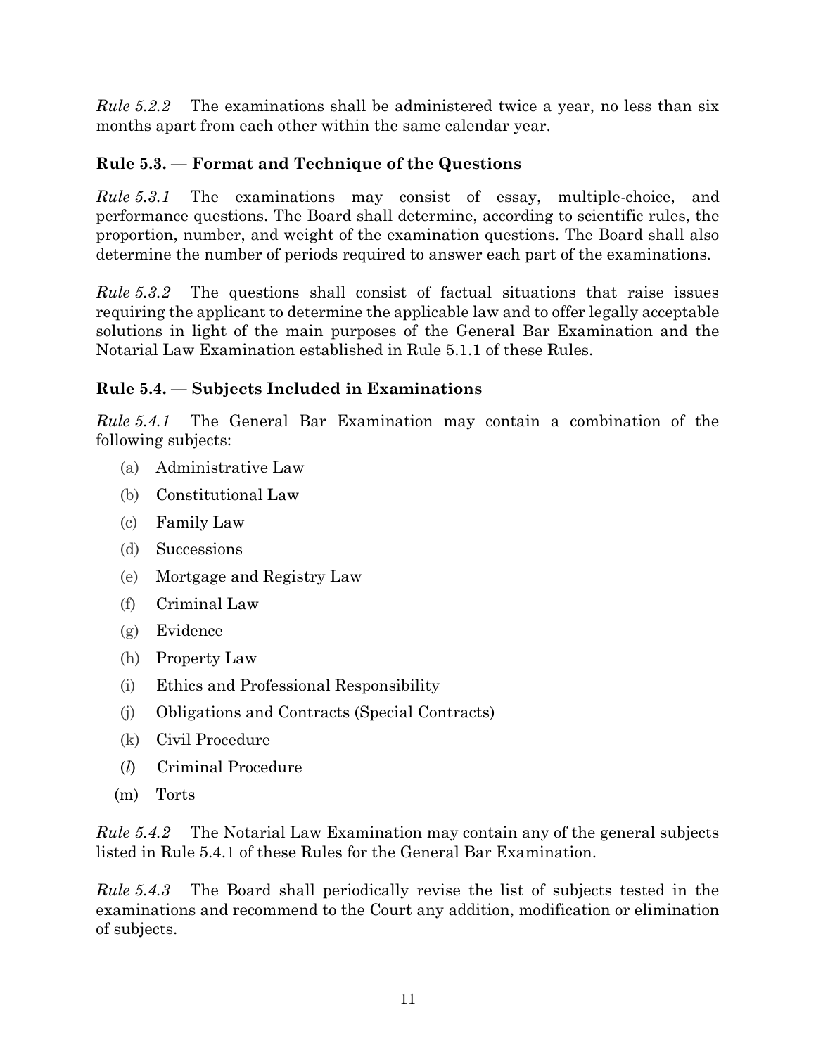*Rule 5.2.2* The examinations shall be administered twice a year, no less than six months apart from each other within the same calendar year.

### Rule 5.3. — Format and Technique of the Questions

*Rule 5.3.1* The examinations may consist of essay, multiple-choice, and performance questions. The Board shall determine, according to scientific rules, the proportion, number, and weight of the examination questions. The Board shall also determine the number of periods required to answer each part of the examinations.

*Rule 5.3.2* The questions shall consist of factual situations that raise issues requiring the applicant to determine the applicable law and to offer legally acceptable solutions in light of the main purposes of the General Bar Examination and the Notarial Law Examination established in Rule 5.1.1 of these Rules.

### Rule 5.4. — Subjects Included in Examinations

*Rule 5.4.1* The General Bar Examination may contain a combination of the following subjects:

- (a) Administrative Law
- (b) Constitutional Law
- (c) Family Law
- (d) Successions
- (e) Mortgage and Registry Law
- (f) Criminal Law
- (g) Evidence
- (h) Property Law
- (i) Ethics and Professional Responsibility
- (j) Obligations and Contracts (Special Contracts)
- (k) Civil Procedure
- (*l*) Criminal Procedure
- (m) Torts

*Rule 5.4.2* The Notarial Law Examination may contain any of the general subjects listed in Rule 5.4.1 of these Rules for the General Bar Examination.

*Rule 5.4.3* The Board shall periodically revise the list of subjects tested in the examinations and recommend to the Court any addition, modification or elimination of subjects.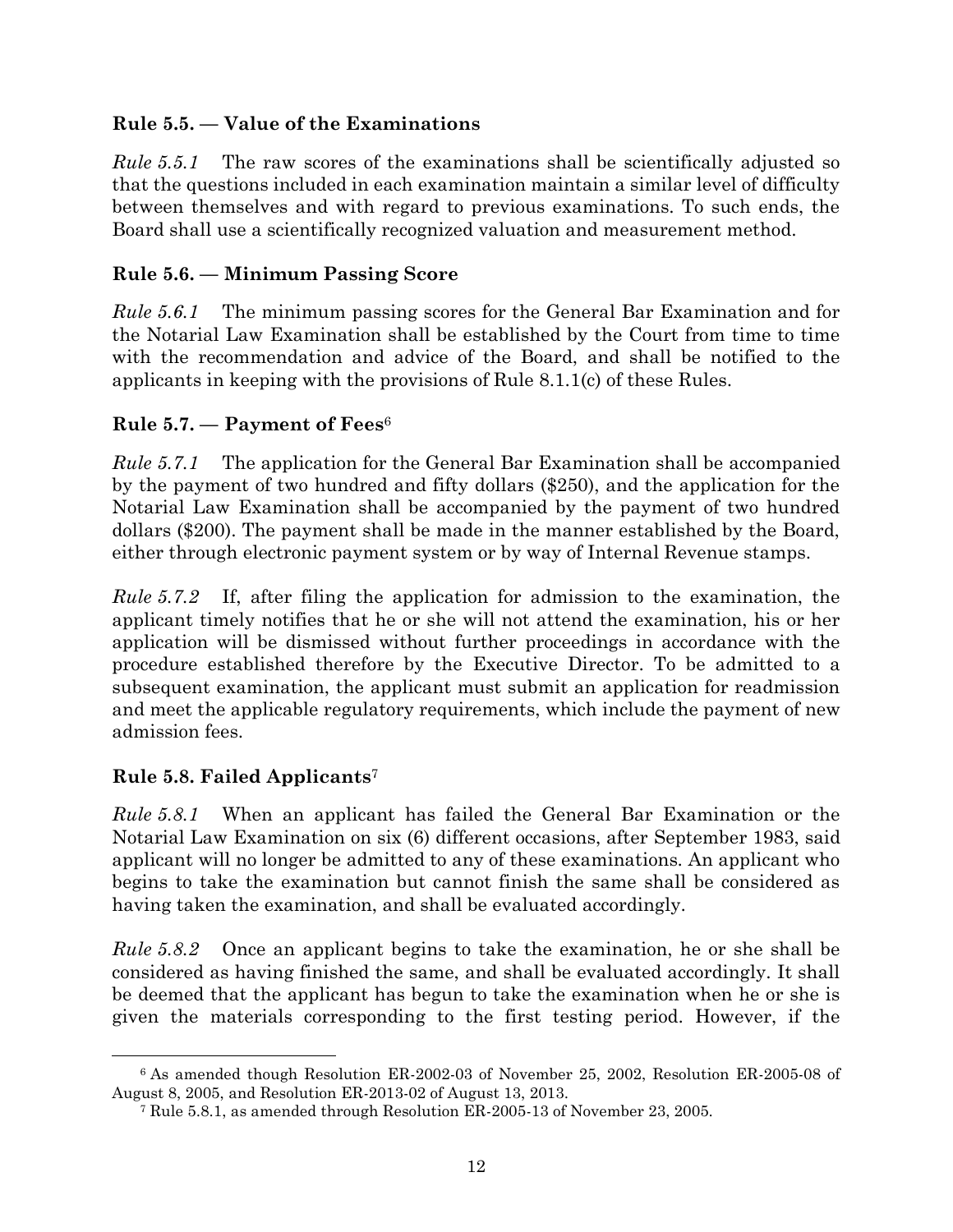### Rule 5.5. — Value of the Examinations

*Rule 5.5.1* The raw scores of the examinations shall be scientifically adjusted so that the questions included in each examination maintain a similar level of difficulty between themselves and with regard to previous examinations. To such ends, the Board shall use a scientifically recognized valuation and measurement method.

### Rule 5.6. — Minimum Passing Score

*Rule 5.6.1* The minimum passing scores for the General Bar Examination and for the Notarial Law Examination shall be established by the Court from time to time with the recommendation and advice of the Board, and shall be notified to the applicants in keeping with the provisions of Rule 8.1.1(c) of these Rules.

### Rule 5.7. — Payment of Fees[6]

*Rule 5.7.1* The application for the General Bar Examination shall be accompanied by the payment of two hundred and fifty dollars ($250), and the application for the Notarial Law Examination shall be accompanied by the payment of two hundred dollars ($200). The payment shall be made in the manner established by the Board, either through electronic payment system or by way of Internal Revenue stamps.

*Rule 5.7.2* If, after filing the application for admission to the examination, the applicant timely notifies that he or she will not attend the examination, his or her application will be dismissed without further proceedings in accordance with the procedure established therefore by the Executive Director. To be admitted to a subsequent examination, the applicant must submit an application for readmission and meet the applicable regulatory requirements, which include the payment of new admission fees.

### Rule 5.8. Failed Applicants[7]

*Rule 5.8.1* When an applicant has failed the General Bar Examination or the Notarial Law Examination on six (6) different occasions, after September 1983, said applicant will no longer be admitted to any of these examinations. An applicant who begins to take the examination but cannot finish the same shall be considered as having taken the examination, and shall be evaluated accordingly.

*Rule 5.8.2* Once an applicant begins to take the examination, he or she shall be considered as having finished the same, and shall be evaluated accordingly. It shall be deemed that the applicant has begun to take the examination when he or she is given the materials corresponding to the first testing period. However, if the

---

[6] As amended though Resolution ER-2002-03 of November 25, 2002, Resolution ER-2005-08 of August 8, 2005, and Resolution ER-2013-02 of August 13, 2013.

[7] Rule 5.8.1, as amended through Resolution ER-2005-13 of November 23, 2005.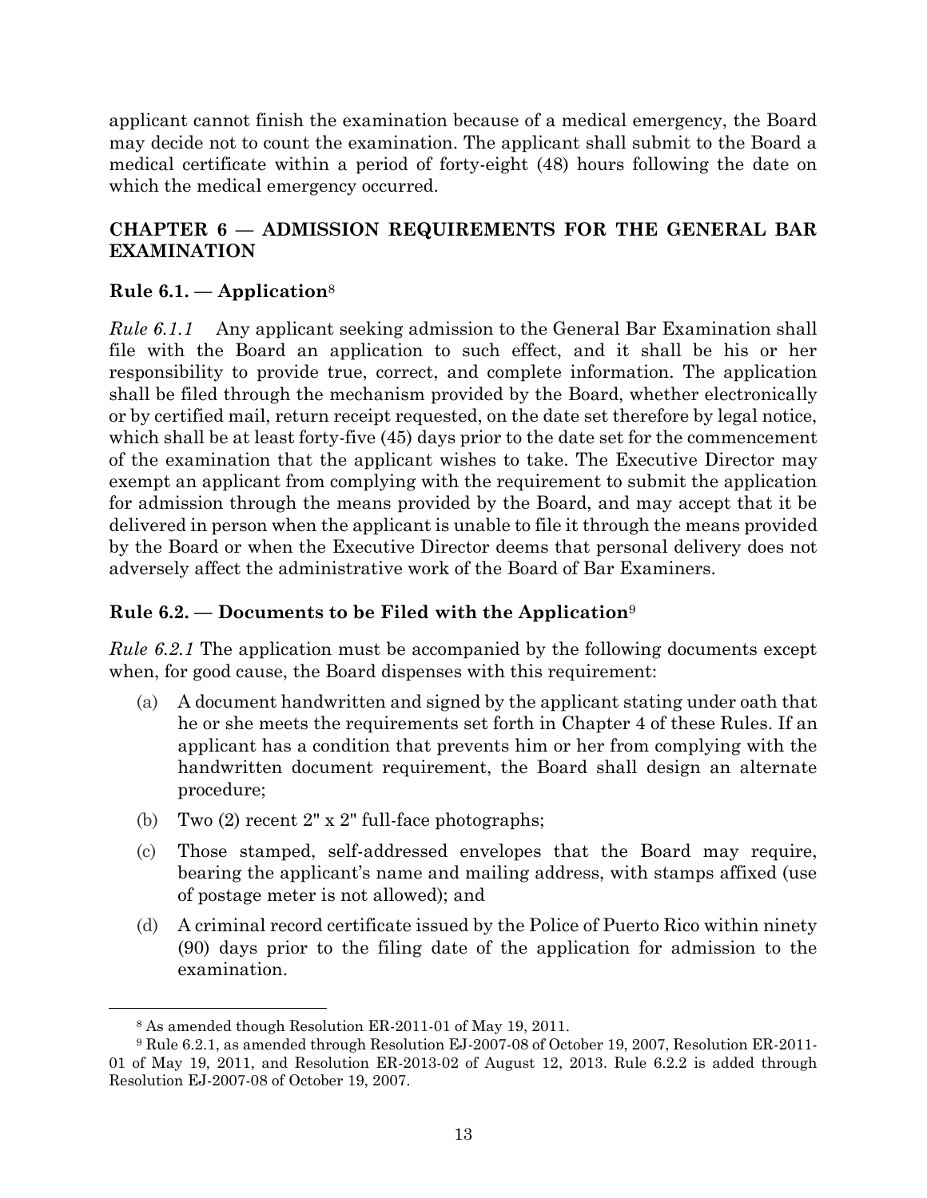applicant cannot finish the examination because of a medical emergency, the Board may decide not to count the examination. The applicant shall submit to the Board a medical certificate within a period of forty-eight (48) hours following the date on which the medical emergency occurred.

## CHAPTER 6 — ADMISSION REQUIREMENTS FOR THE GENERAL BAR EXAMINATION

### Rule 6.1. — Application[8]

*Rule 6.1.1* Any applicant seeking admission to the General Bar Examination shall file with the Board an application to such effect, and it shall be his or her responsibility to provide true, correct, and complete information. The application shall be filed through the mechanism provided by the Board, whether electronically or by certified mail, return receipt requested, on the date set therefore by legal notice, which shall be at least forty-five (45) days prior to the date set for the commencement of the examination that the applicant wishes to take. The Executive Director may exempt an applicant from complying with the requirement to submit the application for admission through the means provided by the Board, and may accept that it be delivered in person when the applicant is unable to file it through the means provided by the Board or when the Executive Director deems that personal delivery does not adversely affect the administrative work of the Board of Bar Examiners.

### Rule 6.2. — Documents to be Filed with the Application[9]

*Rule 6.2.1* The application must be accompanied by the following documents except when, for good cause, the Board dispenses with this requirement:

(a) A document handwritten and signed by the applicant stating under oath that he or she meets the requirements set forth in Chapter 4 of these Rules. If an applicant has a condition that prevents him or her from complying with the handwritten document requirement, the Board shall design an alternate procedure;

(b) Two (2) recent 2" x 2" full-face photographs;

(c) Those stamped, self-addressed envelopes that the Board may require, bearing the applicant's name and mailing address, with stamps affixed (use of postage meter is not allowed); and

(d) A criminal record certificate issued by the Police of Puerto Rico within ninety (90) days prior to the filing date of the application for admission to the examination.

---

[8] As amended though Resolution ER-2011-01 of May 19, 2011.

[9] Rule 6.2.1, as amended through Resolution EJ-2007-08 of October 19, 2007, Resolution ER-2011-01 of May 19, 2011, and Resolution ER-2013-02 of August 12, 2013. Rule 6.2.2 is added through Resolution EJ-2007-08 of October 19, 2007.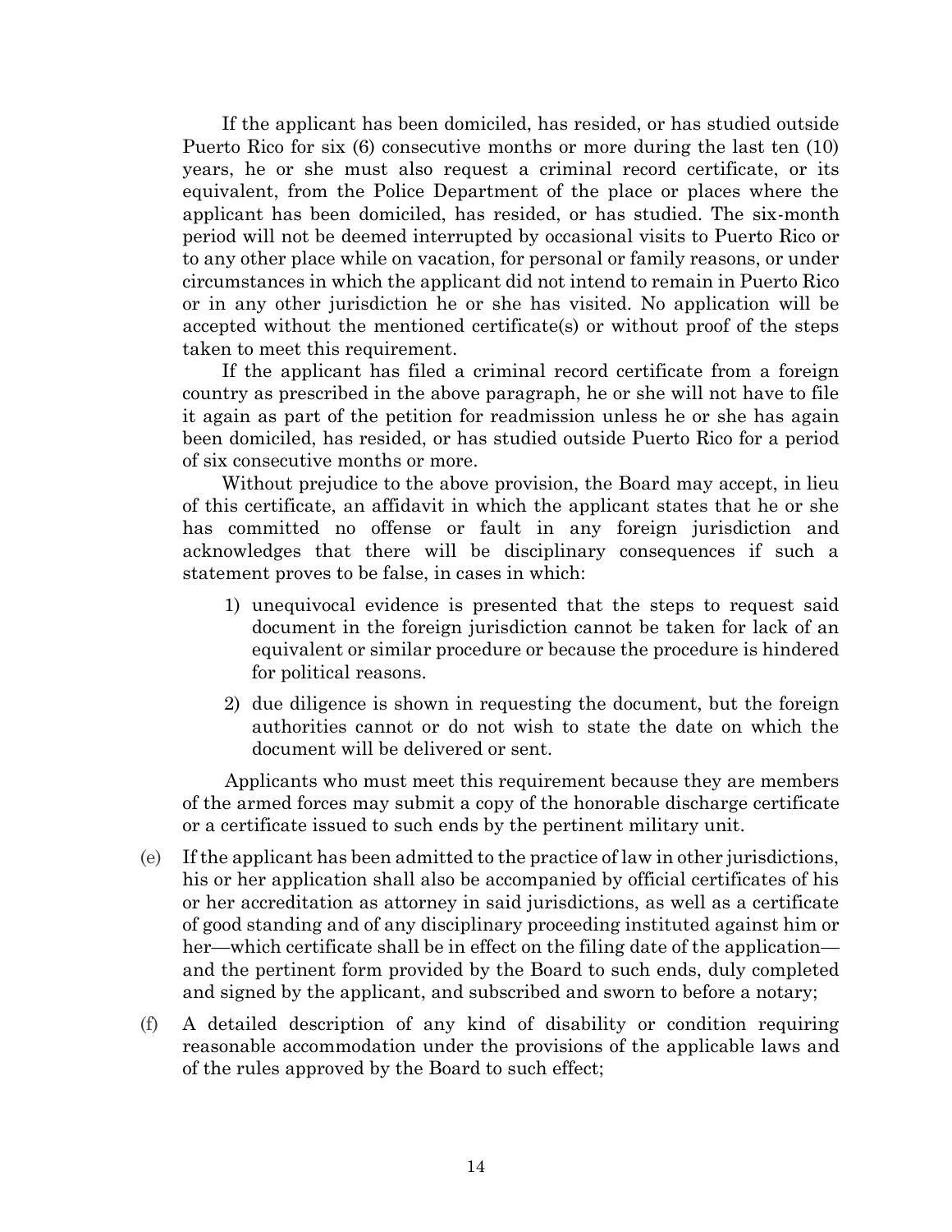If the applicant has been domiciled, has resided, or has studied outside Puerto Rico for six (6) consecutive months or more during the last ten (10) years, he or she must also request a criminal record certificate, or its equivalent, from the Police Department of the place or places where the applicant has been domiciled, has resided, or has studied. The six-month period will not be deemed interrupted by occasional visits to Puerto Rico or to any other place while on vacation, for personal or family reasons, or under circumstances in which the applicant did not intend to remain in Puerto Rico or in any other jurisdiction he or she has visited. No application will be accepted without the mentioned certificate(s) or without proof of the steps taken to meet this requirement.

If the applicant has filed a criminal record certificate from a foreign country as prescribed in the above paragraph, he or she will not have to file it again as part of the petition for readmission unless he or she has again been domiciled, has resided, or has studied outside Puerto Rico for a period of six consecutive months or more.

Without prejudice to the above provision, the Board may accept, in lieu of this certificate, an affidavit in which the applicant states that he or she has committed no offense or fault in any foreign jurisdiction and acknowledges that there will be disciplinary consequences if such a statement proves to be false, in cases in which:

1) unequivocal evidence is presented that the steps to request said document in the foreign jurisdiction cannot be taken for lack of an equivalent or similar procedure or because the procedure is hindered for political reasons.

2) due diligence is shown in requesting the document, but the foreign authorities cannot or do not wish to state the date on which the document will be delivered or sent.

Applicants who must meet this requirement because they are members of the armed forces may submit a copy of the honorable discharge certificate or a certificate issued to such ends by the pertinent military unit.

(e) If the applicant has been admitted to the practice of law in other jurisdictions, his or her application shall also be accompanied by official certificates of his or her accreditation as attorney in said jurisdictions, as well as a certificate of good standing and of any disciplinary proceeding instituted against him or her—which certificate shall be in effect on the filing date of the application—and the pertinent form provided by the Board to such ends, duly completed and signed by the applicant, and subscribed and sworn to before a notary;

(f) A detailed description of any kind of disability or condition requiring reasonable accommodation under the provisions of the applicable laws and of the rules approved by the Board to such effect;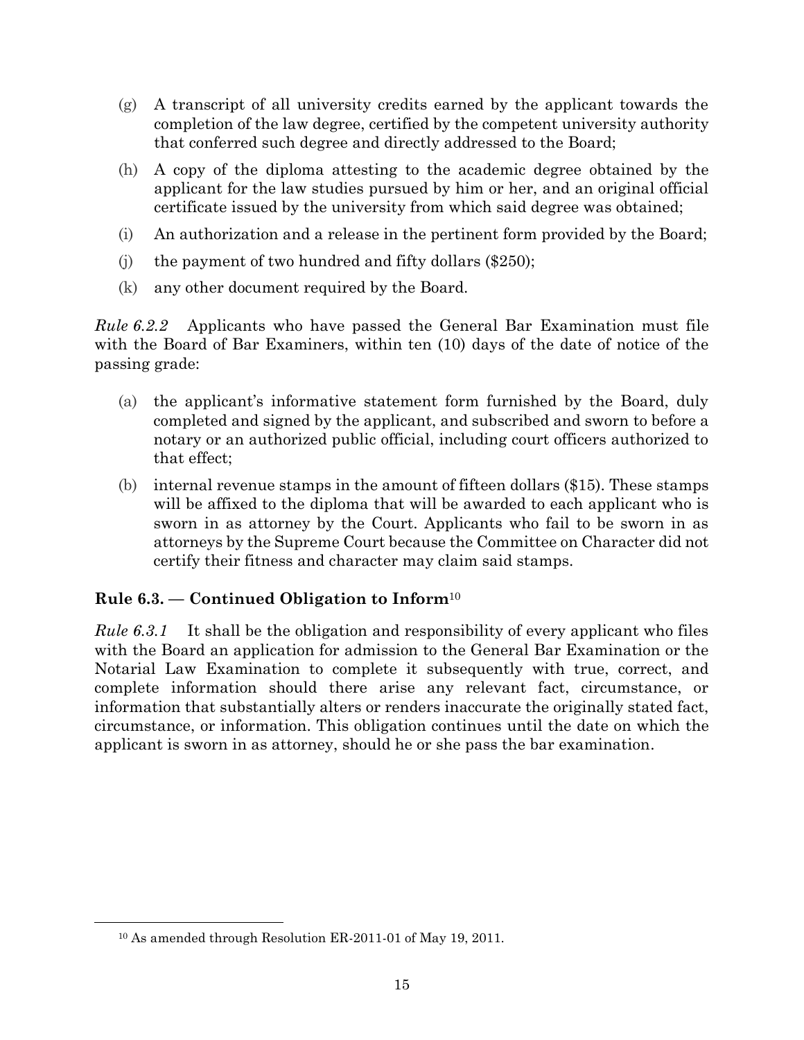(g) A transcript of all university credits earned by the applicant towards the completion of the law degree, certified by the competent university authority that conferred such degree and directly addressed to the Board;

(h) A copy of the diploma attesting to the academic degree obtained by the applicant for the law studies pursued by him or her, and an original official certificate issued by the university from which said degree was obtained;

(i) An authorization and a release in the pertinent form provided by the Board;

(j) the payment of two hundred and fifty dollars ($250);

(k) any other document required by the Board.

*Rule 6.2.2* Applicants who have passed the General Bar Examination must file with the Board of Bar Examiners, within ten (10) days of the date of notice of the passing grade:

(a) the applicant's informative statement form furnished by the Board, duly completed and signed by the applicant, and subscribed and sworn to before a notary or an authorized public official, including court officers authorized to that effect;

(b) internal revenue stamps in the amount of fifteen dollars ($15). These stamps will be affixed to the diploma that will be awarded to each applicant who is sworn in as attorney by the Court. Applicants who fail to be sworn in as attorneys by the Supreme Court because the Committee on Character did not certify their fitness and character may claim said stamps.

### Rule 6.3. — Continued Obligation to Inform[10]

*Rule 6.3.1* It shall be the obligation and responsibility of every applicant who files with the Board an application for admission to the General Bar Examination or the Notarial Law Examination to complete it subsequently with true, correct, and complete information should there arise any relevant fact, circumstance, or information that substantially alters or renders inaccurate the originally stated fact, circumstance, or information. This obligation continues until the date on which the applicant is sworn in as attorney, should he or she pass the bar examination.

[10] As amended through Resolution ER-2011-01 of May 19, 2011.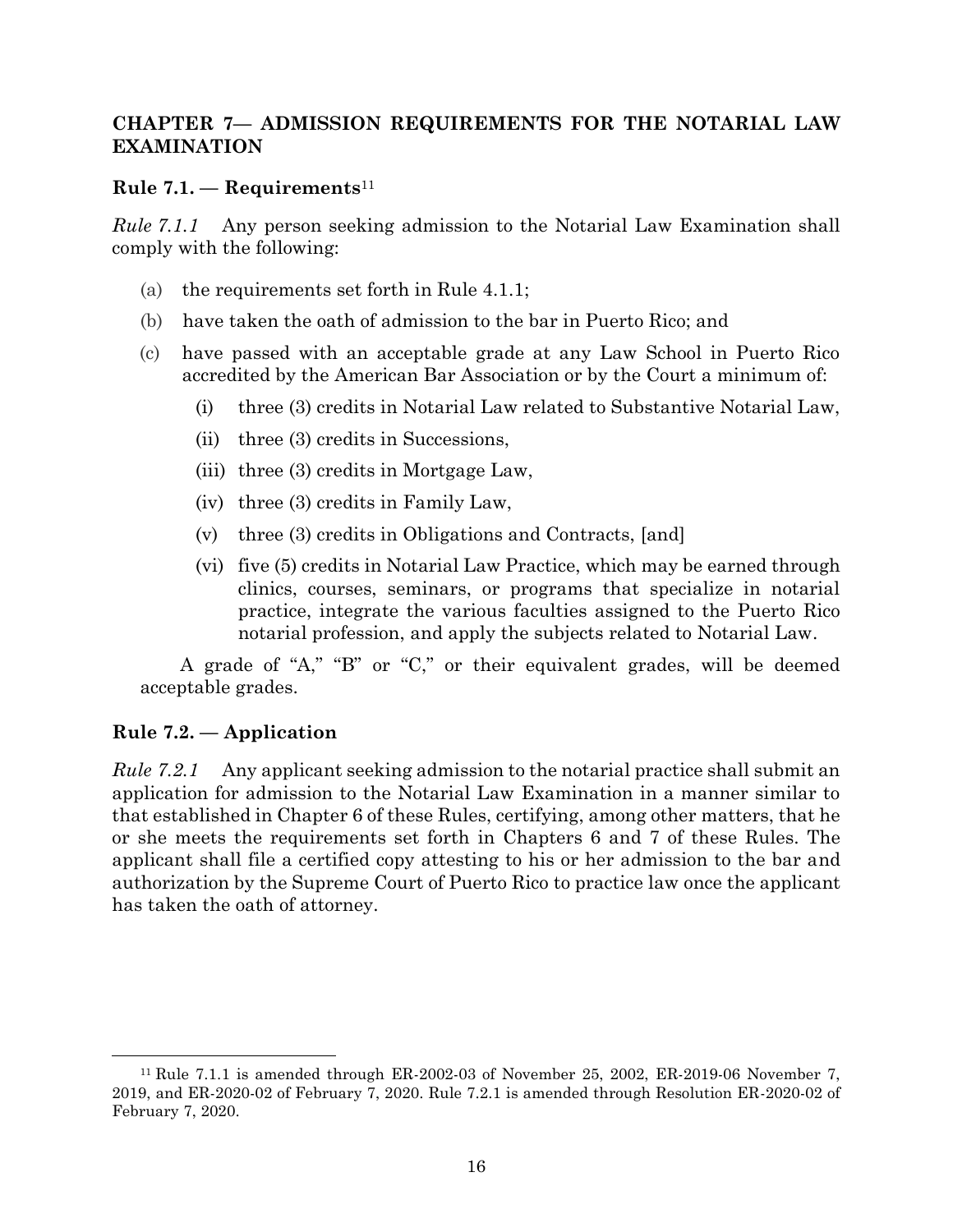## CHAPTER 7— ADMISSION REQUIREMENTS FOR THE NOTARIAL LAW EXAMINATION

### Rule 7.1. — Requirements[11]

*Rule 7.1.1* Any person seeking admission to the Notarial Law Examination shall comply with the following:

(a) the requirements set forth in Rule 4.1.1;

(b) have taken the oath of admission to the bar in Puerto Rico; and

(c) have passed with an acceptable grade at any Law School in Puerto Rico accredited by the American Bar Association or by the Court a minimum of:

  (i) three (3) credits in Notarial Law related to Substantive Notarial Law,

  (ii) three (3) credits in Successions,

  (iii) three (3) credits in Mortgage Law,

  (iv) three (3) credits in Family Law,

  (v) three (3) credits in Obligations and Contracts, [and]

  (vi) five (5) credits in Notarial Law Practice, which may be earned through clinics, courses, seminars, or programs that specialize in notarial practice, integrate the various faculties assigned to the Puerto Rico notarial profession, and apply the subjects related to Notarial Law.

A grade of "A," "B" or "C," or their equivalent grades, will be deemed acceptable grades.

### Rule 7.2. — Application

*Rule 7.2.1* Any applicant seeking admission to the notarial practice shall submit an application for admission to the Notarial Law Examination in a manner similar to that established in Chapter 6 of these Rules, certifying, among other matters, that he or she meets the requirements set forth in Chapters 6 and 7 of these Rules. The applicant shall file a certified copy attesting to his or her admission to the bar and authorization by the Supreme Court of Puerto Rico to practice law once the applicant has taken the oath of attorney.

---

[11] Rule 7.1.1 is amended through ER-2002-03 of November 25, 2002, ER-2019-06 November 7, 2019, and ER-2020-02 of February 7, 2020. Rule 7.2.1 is amended through Resolution ER-2020-02 of February 7, 2020.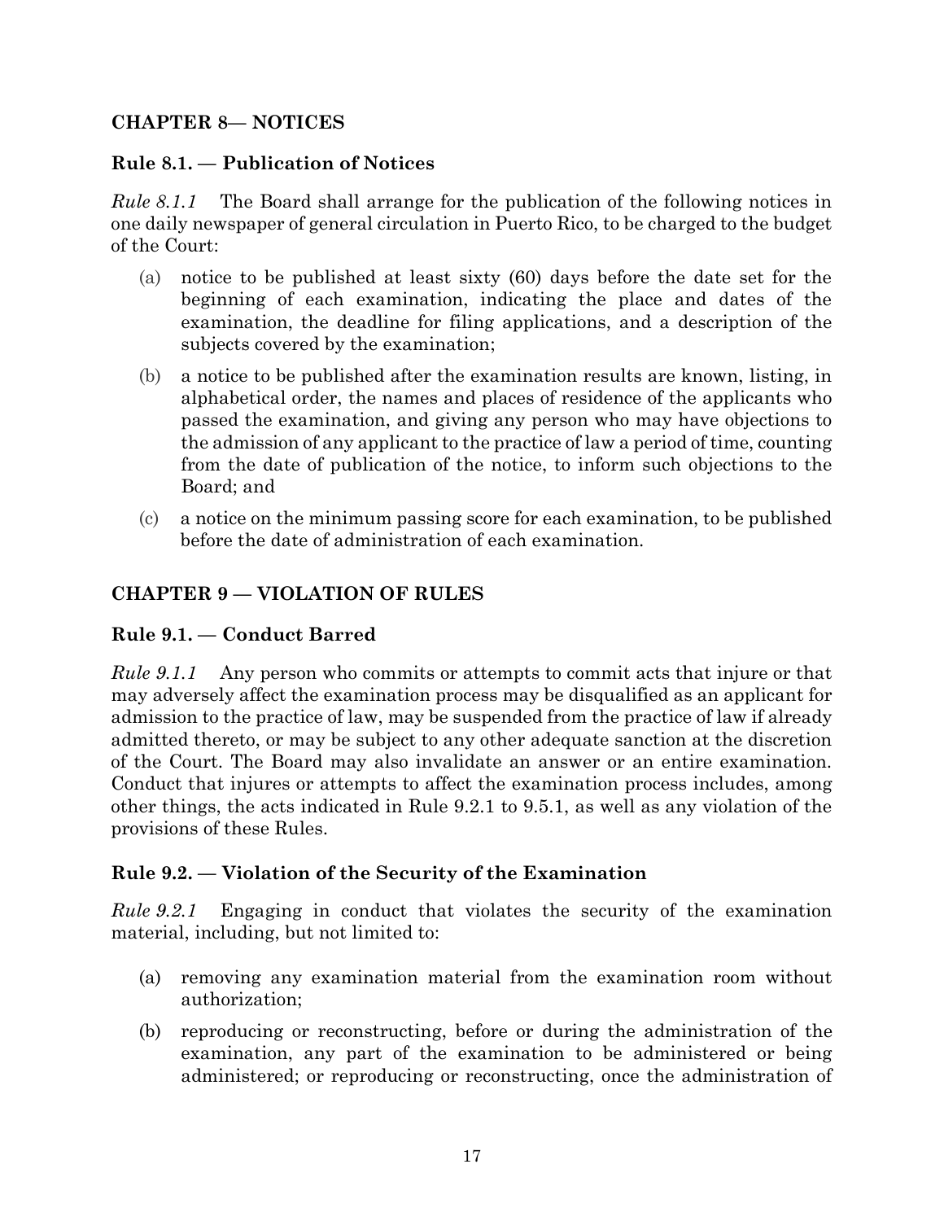## CHAPTER 8— NOTICES

### Rule 8.1. — Publication of Notices

*Rule 8.1.1* The Board shall arrange for the publication of the following notices in one daily newspaper of general circulation in Puerto Rico, to be charged to the budget of the Court:

(a) notice to be published at least sixty (60) days before the date set for the beginning of each examination, indicating the place and dates of the examination, the deadline for filing applications, and a description of the subjects covered by the examination;

(b) a notice to be published after the examination results are known, listing, in alphabetical order, the names and places of residence of the applicants who passed the examination, and giving any person who may have objections to the admission of any applicant to the practice of law a period of time, counting from the date of publication of the notice, to inform such objections to the Board; and

(c) a notice on the minimum passing score for each examination, to be published before the date of administration of each examination.

## CHAPTER 9 — VIOLATION OF RULES

### Rule 9.1. — Conduct Barred

*Rule 9.1.1* Any person who commits or attempts to commit acts that injure or that may adversely affect the examination process may be disqualified as an applicant for admission to the practice of law, may be suspended from the practice of law if already admitted thereto, or may be subject to any other adequate sanction at the discretion of the Court. The Board may also invalidate an answer or an entire examination. Conduct that injures or attempts to affect the examination process includes, among other things, the acts indicated in Rule 9.2.1 to 9.5.1, as well as any violation of the provisions of these Rules.

### Rule 9.2. — Violation of the Security of the Examination

*Rule 9.2.1* Engaging in conduct that violates the security of the examination material, including, but not limited to:

(a) removing any examination material from the examination room without authorization;

(b) reproducing or reconstructing, before or during the administration of the examination, any part of the examination to be administered or being administered; or reproducing or reconstructing, once the administration of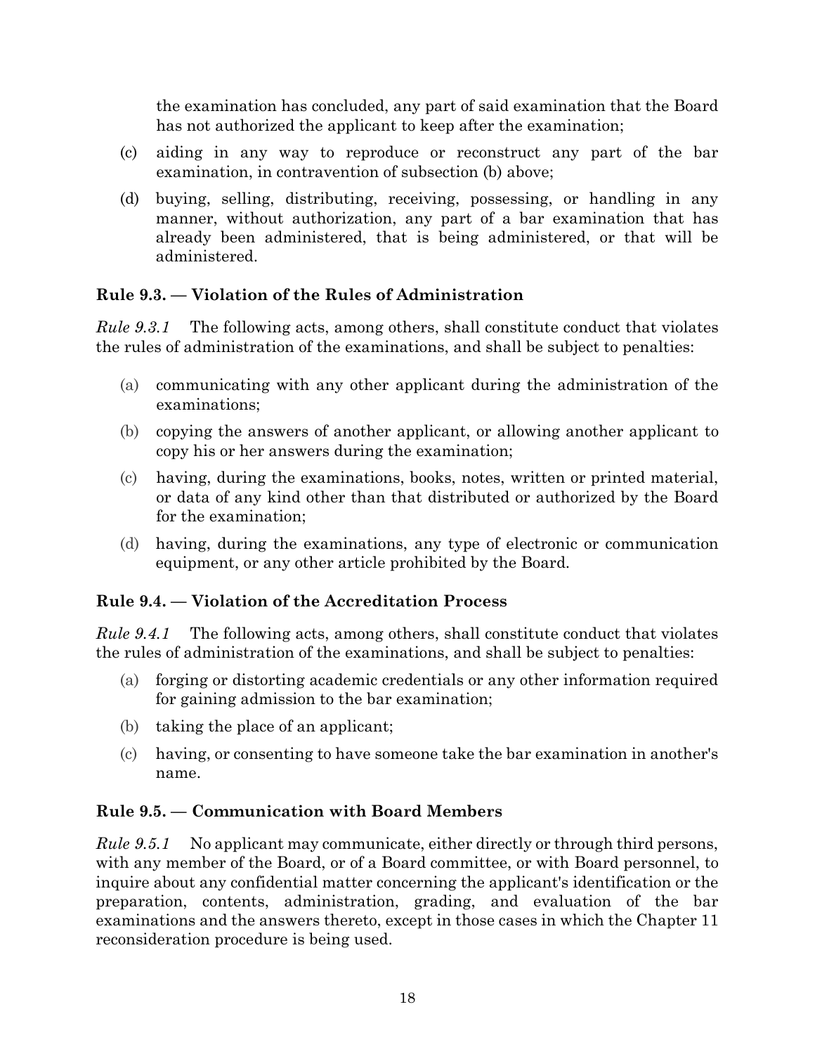the examination has concluded, any part of said examination that the Board has not authorized the applicant to keep after the examination;

(c) aiding in any way to reproduce or reconstruct any part of the bar examination, in contravention of subsection (b) above;

(d) buying, selling, distributing, receiving, possessing, or handling in any manner, without authorization, any part of a bar examination that has already been administered, that is being administered, or that will be administered.

### Rule 9.3. — Violation of the Rules of Administration

*Rule 9.3.1* The following acts, among others, shall constitute conduct that violates the rules of administration of the examinations, and shall be subject to penalties:

(a) communicating with any other applicant during the administration of the examinations;

(b) copying the answers of another applicant, or allowing another applicant to copy his or her answers during the examination;

(c) having, during the examinations, books, notes, written or printed material, or data of any kind other than that distributed or authorized by the Board for the examination;

(d) having, during the examinations, any type of electronic or communication equipment, or any other article prohibited by the Board.

### Rule 9.4. — Violation of the Accreditation Process

*Rule 9.4.1* The following acts, among others, shall constitute conduct that violates the rules of administration of the examinations, and shall be subject to penalties:

(a) forging or distorting academic credentials or any other information required for gaining admission to the bar examination;

(b) taking the place of an applicant;

(c) having, or consenting to have someone take the bar examination in another's name.

### Rule 9.5. — Communication with Board Members

*Rule 9.5.1* No applicant may communicate, either directly or through third persons, with any member of the Board, or of a Board committee, or with Board personnel, to inquire about any confidential matter concerning the applicant's identification or the preparation, contents, administration, grading, and evaluation of the bar examinations and the answers thereto, except in those cases in which the Chapter 11 reconsideration procedure is being used.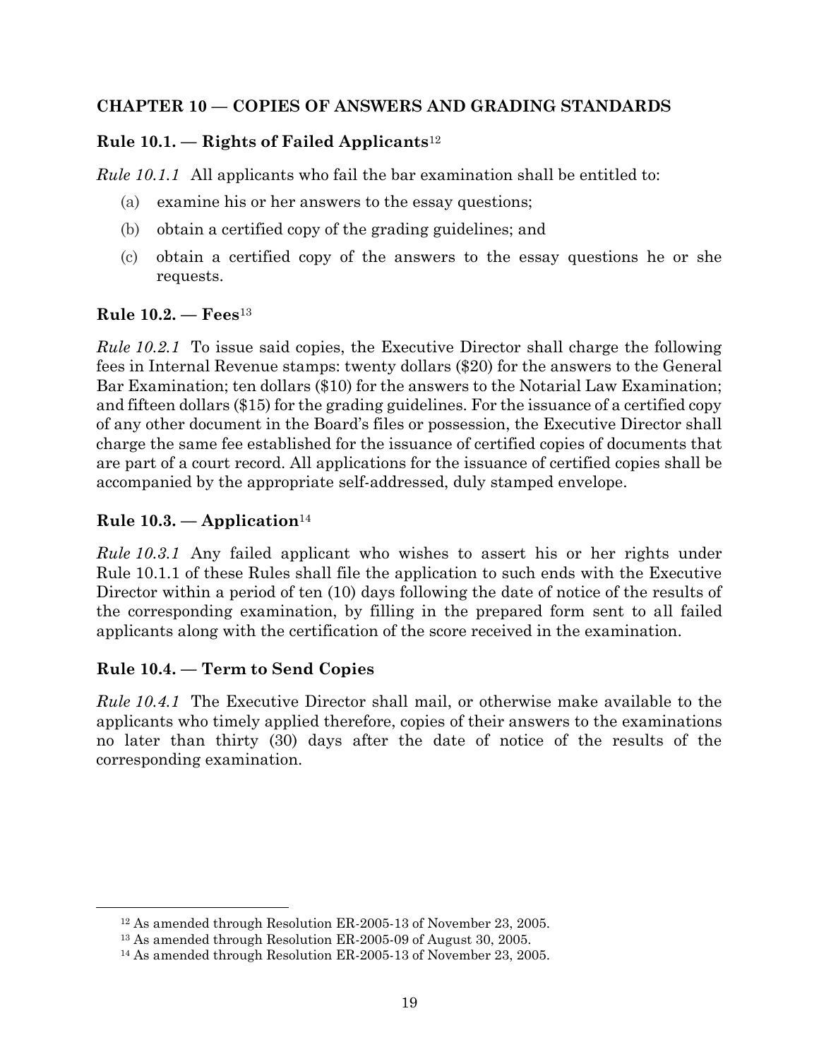## CHAPTER 10 — COPIES OF ANSWERS AND GRADING STANDARDS

### Rule 10.1. — Rights of Failed Applicants[12]

*Rule 10.1.1* All applicants who fail the bar examination shall be entitled to:

(a) examine his or her answers to the essay questions;

(b) obtain a certified copy of the grading guidelines; and

(c) obtain a certified copy of the answers to the essay questions he or she requests.

### Rule 10.2. — Fees[13]

*Rule 10.2.1* To issue said copies, the Executive Director shall charge the following fees in Internal Revenue stamps: twenty dollars ($20) for the answers to the General Bar Examination; ten dollars ($10) for the answers to the Notarial Law Examination; and fifteen dollars ($15) for the grading guidelines. For the issuance of a certified copy of any other document in the Board's files or possession, the Executive Director shall charge the same fee established for the issuance of certified copies of documents that are part of a court record. All applications for the issuance of certified copies shall be accompanied by the appropriate self-addressed, duly stamped envelope.

### Rule 10.3. — Application[14]

*Rule 10.3.1* Any failed applicant who wishes to assert his or her rights under Rule 10.1.1 of these Rules shall file the application to such ends with the Executive Director within a period of ten (10) days following the date of notice of the results of the corresponding examination, by filling in the prepared form sent to all failed applicants along with the certification of the score received in the examination.

### Rule 10.4. — Term to Send Copies

*Rule 10.4.1* The Executive Director shall mail, or otherwise make available to the applicants who timely applied therefore, copies of their answers to the examinations no later than thirty (30) days after the date of notice of the results of the corresponding examination.

---

[12] As amended through Resolution ER-2005-13 of November 23, 2005.

[13] As amended through Resolution ER-2005-09 of August 30, 2005.

[14] As amended through Resolution ER-2005-13 of November 23, 2005.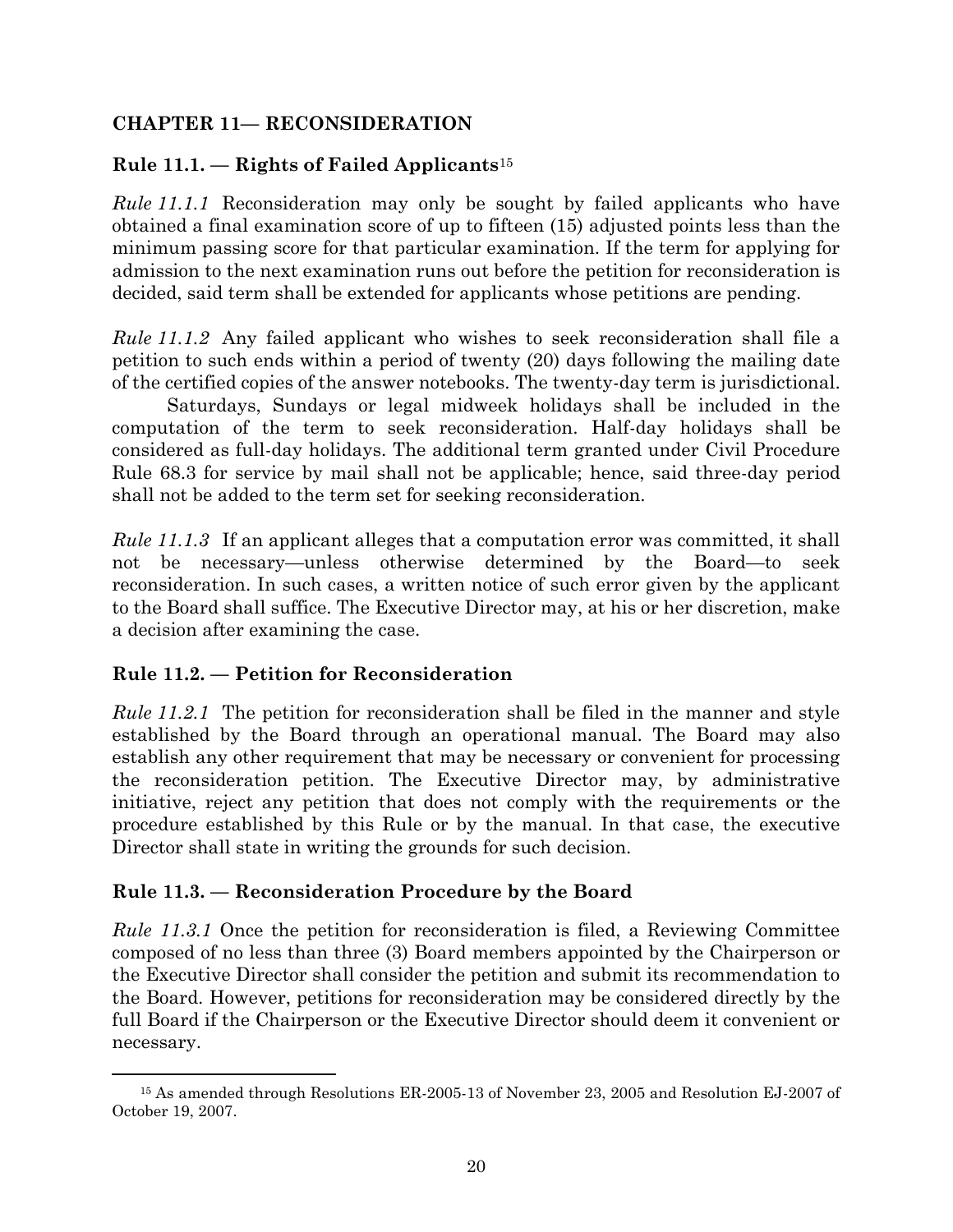## CHAPTER 11— RECONSIDERATION

### Rule 11.1. — Rights of Failed Applicants[15]

*Rule 11.1.1* Reconsideration may only be sought by failed applicants who have obtained a final examination score of up to fifteen (15) adjusted points less than the minimum passing score for that particular examination. If the term for applying for admission to the next examination runs out before the petition for reconsideration is decided, said term shall be extended for applicants whose petitions are pending.

*Rule 11.1.2* Any failed applicant who wishes to seek reconsideration shall file a petition to such ends within a period of twenty (20) days following the mailing date of the certified copies of the answer notebooks. The twenty-day term is jurisdictional.

Saturdays, Sundays or legal midweek holidays shall be included in the computation of the term to seek reconsideration. Half-day holidays shall be considered as full-day holidays. The additional term granted under Civil Procedure Rule 68.3 for service by mail shall not be applicable; hence, said three-day period shall not be added to the term set for seeking reconsideration.

*Rule 11.1.3* If an applicant alleges that a computation error was committed, it shall not be necessary—unless otherwise determined by the Board—to seek reconsideration. In such cases, a written notice of such error given by the applicant to the Board shall suffice. The Executive Director may, at his or her discretion, make a decision after examining the case.

### Rule 11.2. — Petition for Reconsideration

*Rule 11.2.1* The petition for reconsideration shall be filed in the manner and style established by the Board through an operational manual. The Board may also establish any other requirement that may be necessary or convenient for processing the reconsideration petition. The Executive Director may, by administrative initiative, reject any petition that does not comply with the requirements or the procedure established by this Rule or by the manual. In that case, the executive Director shall state in writing the grounds for such decision.

### Rule 11.3. — Reconsideration Procedure by the Board

*Rule 11.3.1* Once the petition for reconsideration is filed, a Reviewing Committee composed of no less than three (3) Board members appointed by the Chairperson or the Executive Director shall consider the petition and submit its recommendation to the Board. However, petitions for reconsideration may be considered directly by the full Board if the Chairperson or the Executive Director should deem it convenient or necessary.

---

[15] As amended through Resolutions ER-2005-13 of November 23, 2005 and Resolution EJ-2007 of October 19, 2007.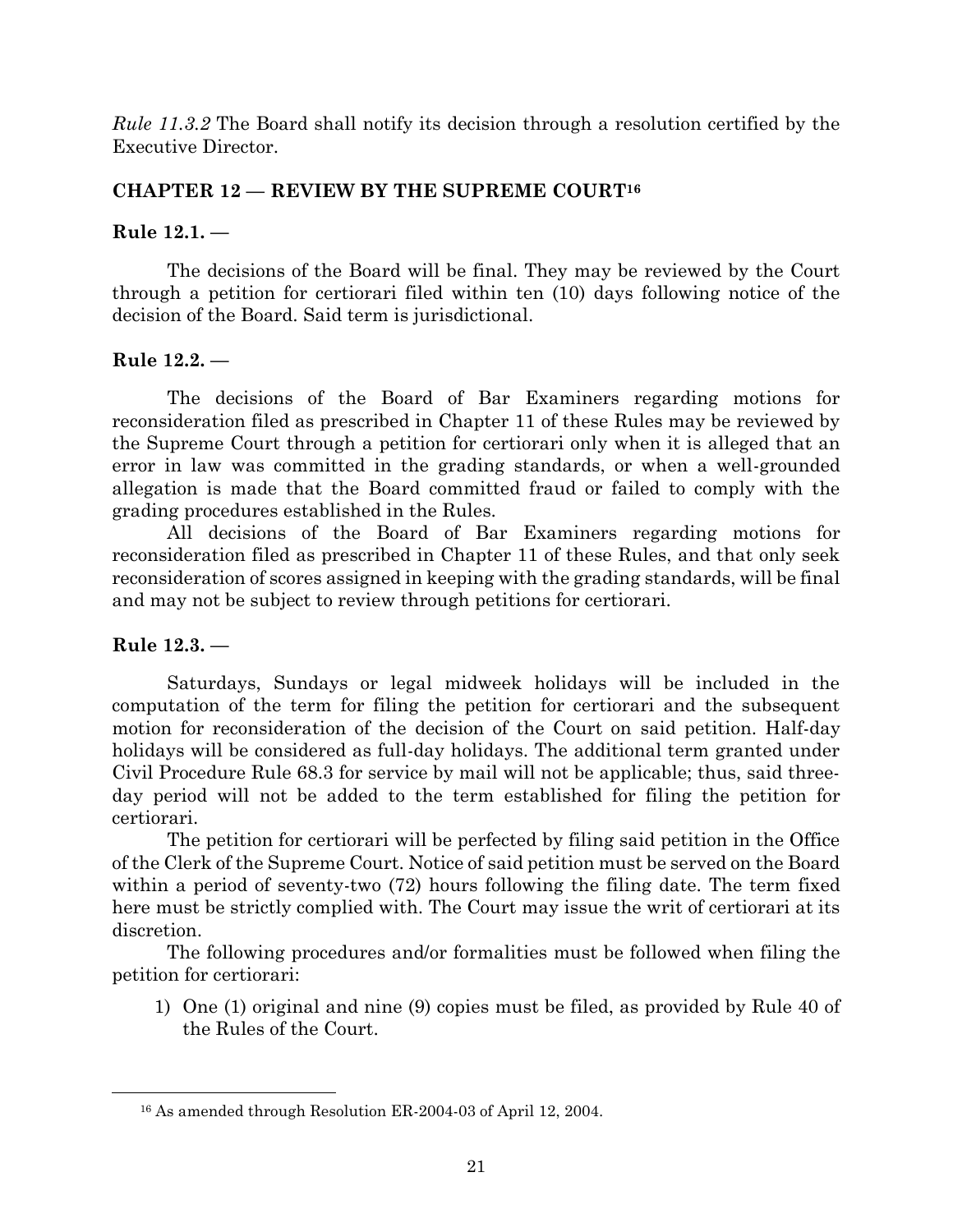*Rule 11.3.2* The Board shall notify its decision through a resolution certified by the Executive Director.

## CHAPTER 12 — REVIEW BY THE SUPREME COURT[16]

### Rule 12.1. —

The decisions of the Board will be final. They may be reviewed by the Court through a petition for certiorari filed within ten (10) days following notice of the decision of the Board. Said term is jurisdictional.

### Rule 12.2. —

The decisions of the Board of Bar Examiners regarding motions for reconsideration filed as prescribed in Chapter 11 of these Rules may be reviewed by the Supreme Court through a petition for certiorari only when it is alleged that an error in law was committed in the grading standards, or when a well-grounded allegation is made that the Board committed fraud or failed to comply with the grading procedures established in the Rules.

All decisions of the Board of Bar Examiners regarding motions for reconsideration filed as prescribed in Chapter 11 of these Rules, and that only seek reconsideration of scores assigned in keeping with the grading standards, will be final and may not be subject to review through petitions for certiorari.

### Rule 12.3. —

Saturdays, Sundays or legal midweek holidays will be included in the computation of the term for filing the petition for certiorari and the subsequent motion for reconsideration of the decision of the Court on said petition. Half-day holidays will be considered as full-day holidays. The additional term granted under Civil Procedure Rule 68.3 for service by mail will not be applicable; thus, said three-day period will not be added to the term established for filing the petition for certiorari.

The petition for certiorari will be perfected by filing said petition in the Office of the Clerk of the Supreme Court. Notice of said petition must be served on the Board within a period of seventy-two (72) hours following the filing date. The term fixed here must be strictly complied with. The Court may issue the writ of certiorari at its discretion.

The following procedures and/or formalities must be followed when filing the petition for certiorari:

1) One (1) original and nine (9) copies must be filed, as provided by Rule 40 of the Rules of the Court.

---

[16] As amended through Resolution ER-2004-03 of April 12, 2004.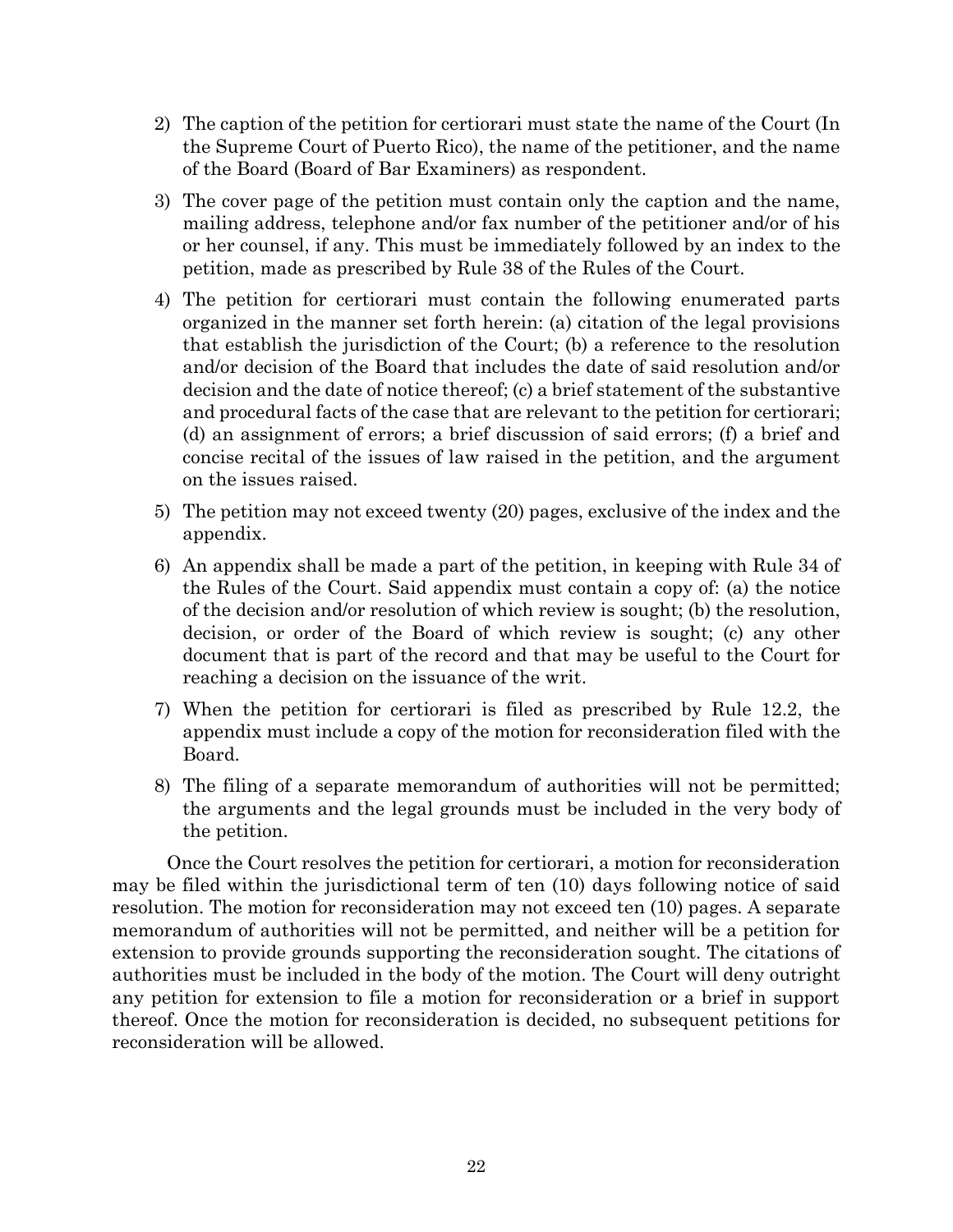2) The caption of the petition for certiorari must state the name of the Court (In the Supreme Court of Puerto Rico), the name of the petitioner, and the name of the Board (Board of Bar Examiners) as respondent.

3) The cover page of the petition must contain only the caption and the name, mailing address, telephone and/or fax number of the petitioner and/or of his or her counsel, if any. This must be immediately followed by an index to the petition, made as prescribed by Rule 38 of the Rules of the Court.

4) The petition for certiorari must contain the following enumerated parts organized in the manner set forth herein: (a) citation of the legal provisions that establish the jurisdiction of the Court; (b) a reference to the resolution and/or decision of the Board that includes the date of said resolution and/or decision and the date of notice thereof; (c) a brief statement of the substantive and procedural facts of the case that are relevant to the petition for certiorari; (d) an assignment of errors; a brief discussion of said errors; (f) a brief and concise recital of the issues of law raised in the petition, and the argument on the issues raised.

5) The petition may not exceed twenty (20) pages, exclusive of the index and the appendix.

6) An appendix shall be made a part of the petition, in keeping with Rule 34 of the Rules of the Court. Said appendix must contain a copy of: (a) the notice of the decision and/or resolution of which review is sought; (b) the resolution, decision, or order of the Board of which review is sought; (c) any other document that is part of the record and that may be useful to the Court for reaching a decision on the issuance of the writ.

7) When the petition for certiorari is filed as prescribed by Rule 12.2, the appendix must include a copy of the motion for reconsideration filed with the Board.

8) The filing of a separate memorandum of authorities will not be permitted; the arguments and the legal grounds must be included in the very body of the petition.

Once the Court resolves the petition for certiorari, a motion for reconsideration may be filed within the jurisdictional term of ten (10) days following notice of said resolution. The motion for reconsideration may not exceed ten (10) pages. A separate memorandum of authorities will not be permitted, and neither will be a petition for extension to provide grounds supporting the reconsideration sought. The citations of authorities must be included in the body of the motion. The Court will deny outright any petition for extension to file a motion for reconsideration or a brief in support thereof. Once the motion for reconsideration is decided, no subsequent petitions for reconsideration will be allowed.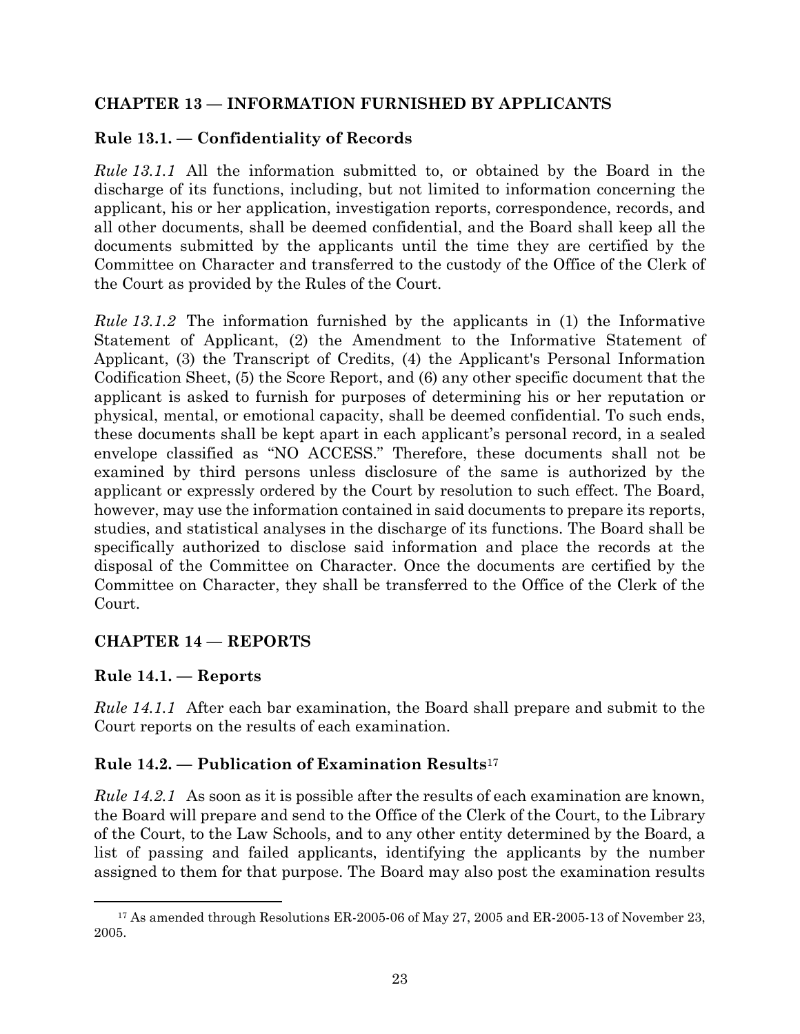## CHAPTER 13 — INFORMATION FURNISHED BY APPLICANTS

### Rule 13.1. — Confidentiality of Records

*Rule 13.1.1* All the information submitted to, or obtained by the Board in the discharge of its functions, including, but not limited to information concerning the applicant, his or her application, investigation reports, correspondence, records, and all other documents, shall be deemed confidential, and the Board shall keep all the documents submitted by the applicants until the time they are certified by the Committee on Character and transferred to the custody of the Office of the Clerk of the Court as provided by the Rules of the Court.

*Rule 13.1.2* The information furnished by the applicants in (1) the Informative Statement of Applicant, (2) the Amendment to the Informative Statement of Applicant, (3) the Transcript of Credits, (4) the Applicant's Personal Information Codification Sheet, (5) the Score Report, and (6) any other specific document that the applicant is asked to furnish for purposes of determining his or her reputation or physical, mental, or emotional capacity, shall be deemed confidential. To such ends, these documents shall be kept apart in each applicant's personal record, in a sealed envelope classified as "NO ACCESS." Therefore, these documents shall not be examined by third persons unless disclosure of the same is authorized by the applicant or expressly ordered by the Court by resolution to such effect. The Board, however, may use the information contained in said documents to prepare its reports, studies, and statistical analyses in the discharge of its functions. The Board shall be specifically authorized to disclose said information and place the records at the disposal of the Committee on Character. Once the documents are certified by the Committee on Character, they shall be transferred to the Office of the Clerk of the Court.

## CHAPTER 14 — REPORTS

### Rule 14.1. — Reports

*Rule 14.1.1* After each bar examination, the Board shall prepare and submit to the Court reports on the results of each examination.

### Rule 14.2. — Publication of Examination Results[17]

*Rule 14.2.1* As soon as it is possible after the results of each examination are known, the Board will prepare and send to the Office of the Clerk of the Court, to the Library of the Court, to the Law Schools, and to any other entity determined by the Board, a list of passing and failed applicants, identifying the applicants by the number assigned to them for that purpose. The Board may also post the examination results

[17] As amended through Resolutions ER-2005-06 of May 27, 2005 and ER-2005-13 of November 23, 2005.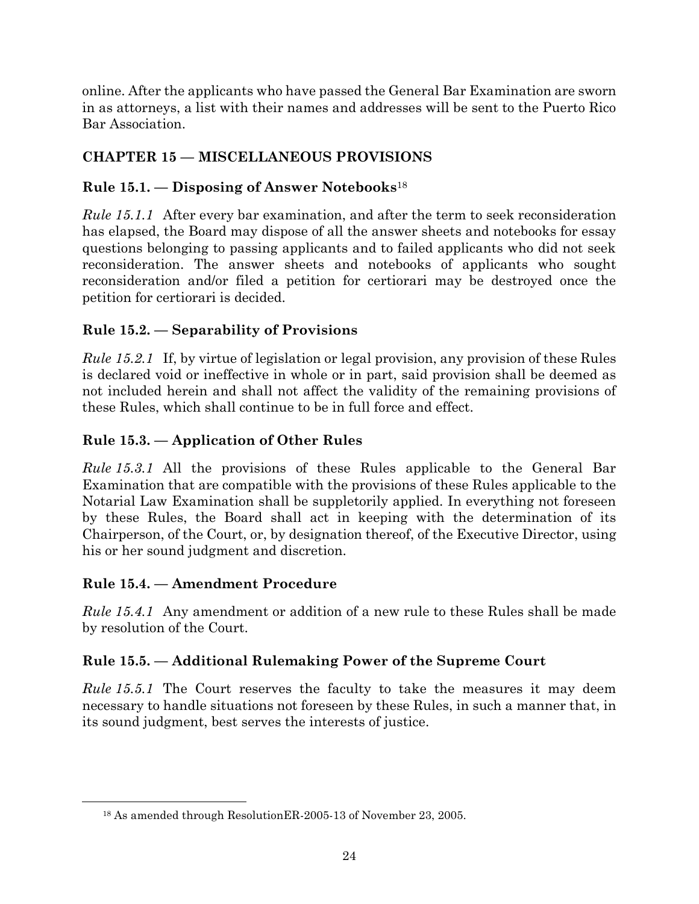online. After the applicants who have passed the General Bar Examination are sworn in as attorneys, a list with their names and addresses will be sent to the Puerto Rico Bar Association.

## CHAPTER 15 — MISCELLANEOUS PROVISIONS

### Rule 15.1. — Disposing of Answer Notebooks[18]

*Rule 15.1.1* After every bar examination, and after the term to seek reconsideration has elapsed, the Board may dispose of all the answer sheets and notebooks for essay questions belonging to passing applicants and to failed applicants who did not seek reconsideration. The answer sheets and notebooks of applicants who sought reconsideration and/or filed a petition for certiorari may be destroyed once the petition for certiorari is decided.

### Rule 15.2. — Separability of Provisions

*Rule 15.2.1* If, by virtue of legislation or legal provision, any provision of these Rules is declared void or ineffective in whole or in part, said provision shall be deemed as not included herein and shall not affect the validity of the remaining provisions of these Rules, which shall continue to be in full force and effect.

### Rule 15.3. — Application of Other Rules

*Rule 15.3.1* All the provisions of these Rules applicable to the General Bar Examination that are compatible with the provisions of these Rules applicable to the Notarial Law Examination shall be suppletorily applied. In everything not foreseen by these Rules, the Board shall act in keeping with the determination of its Chairperson, of the Court, or, by designation thereof, of the Executive Director, using his or her sound judgment and discretion.

### Rule 15.4. — Amendment Procedure

*Rule 15.4.1* Any amendment or addition of a new rule to these Rules shall be made by resolution of the Court.

### Rule 15.5. — Additional Rulemaking Power of the Supreme Court

*Rule 15.5.1* The Court reserves the faculty to take the measures it may deem necessary to handle situations not foreseen by these Rules, in such a manner that, in its sound judgment, best serves the interests of justice.

---

[18] As amended through ResolutionER-2005-13 of November 23, 2005.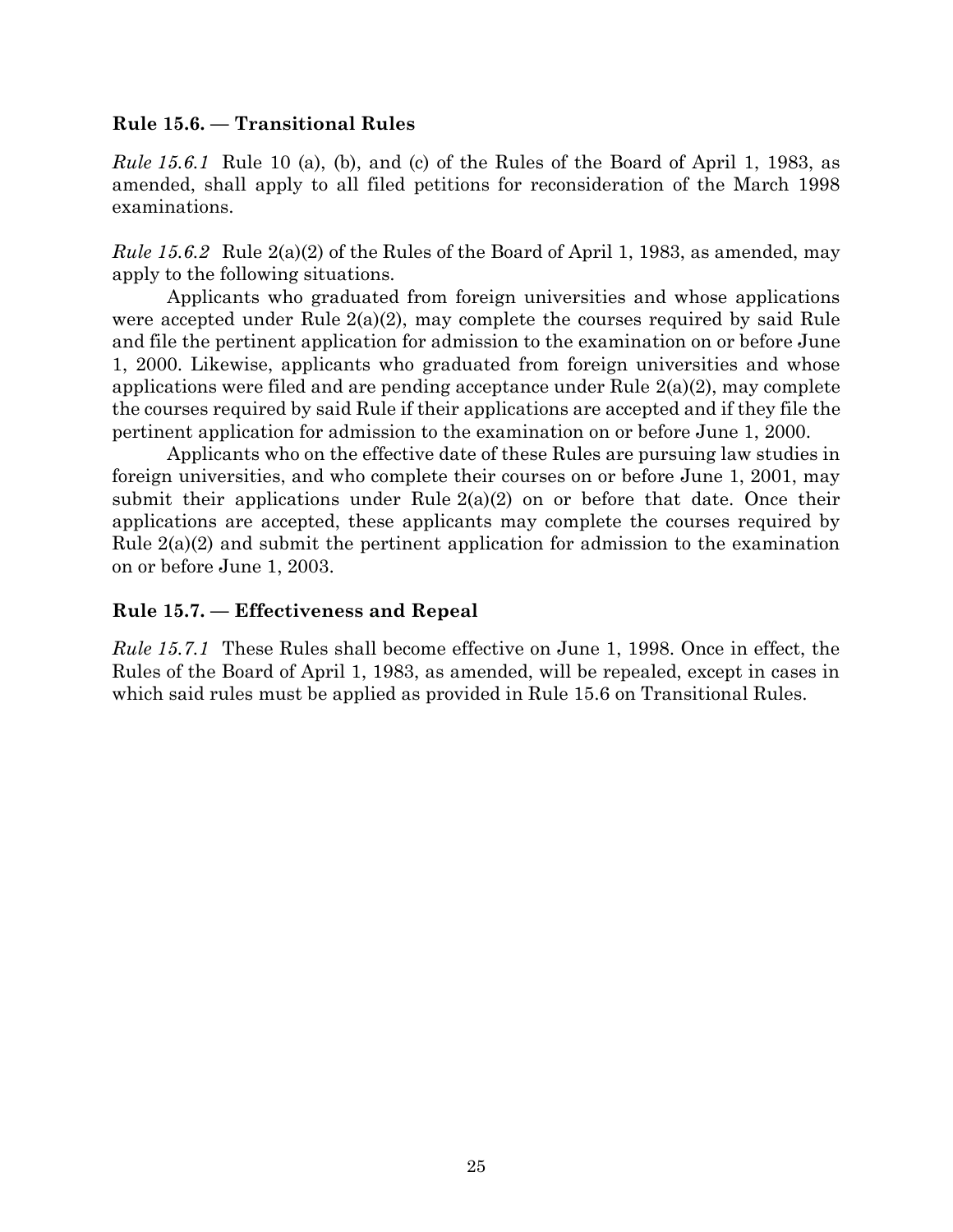### Rule 15.6. — Transitional Rules

*Rule 15.6.1* Rule 10 (a), (b), and (c) of the Rules of the Board of April 1, 1983, as amended, shall apply to all filed petitions for reconsideration of the March 1998 examinations.

*Rule 15.6.2* Rule 2(a)(2) of the Rules of the Board of April 1, 1983, as amended, may apply to the following situations.

Applicants who graduated from foreign universities and whose applications were accepted under Rule 2(a)(2), may complete the courses required by said Rule and file the pertinent application for admission to the examination on or before June 1, 2000. Likewise, applicants who graduated from foreign universities and whose applications were filed and are pending acceptance under Rule 2(a)(2), may complete the courses required by said Rule if their applications are accepted and if they file the pertinent application for admission to the examination on or before June 1, 2000.

Applicants who on the effective date of these Rules are pursuing law studies in foreign universities, and who complete their courses on or before June 1, 2001, may submit their applications under Rule 2(a)(2) on or before that date. Once their applications are accepted, these applicants may complete the courses required by Rule 2(a)(2) and submit the pertinent application for admission to the examination on or before June 1, 2003.

### Rule 15.7. — Effectiveness and Repeal

*Rule 15.7.1* These Rules shall become effective on June 1, 1998. Once in effect, the Rules of the Board of April 1, 1983, as amended, will be repealed, except in cases in which said rules must be applied as provided in Rule 15.6 on Transitional Rules.